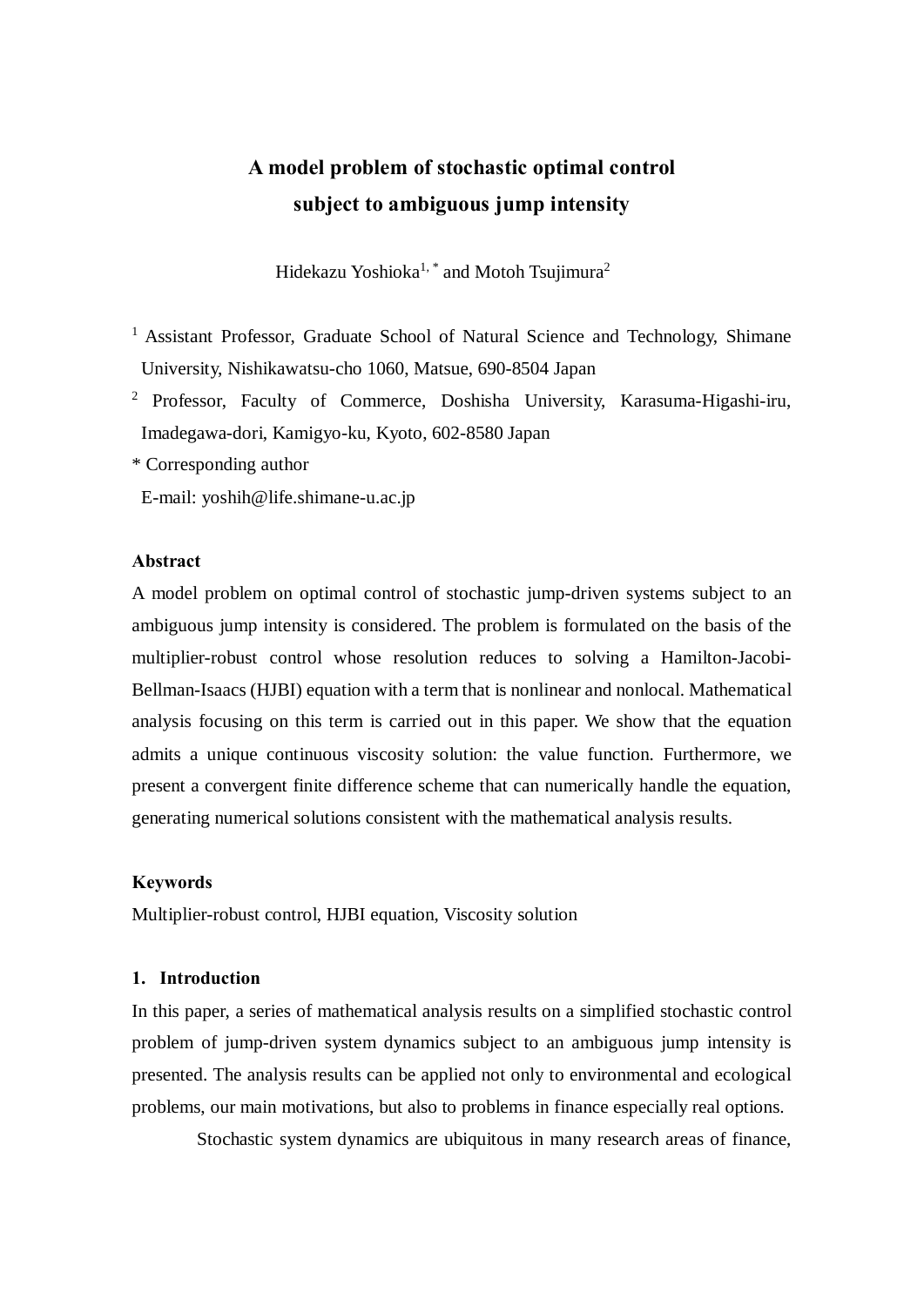# A model problem of stochastic optimal control subject to ambiguous jump intensity

Hidekazu Yoshioka[1, *] and Motoh Tsujimura[2]

[1] Assistant Professor, Graduate School of Natural Science and Technology, Shimane University, Nishikawatsu-cho 1060, Matsue, 690-8504 Japan

[2] Professor, Faculty of Commerce, Doshisha University, Karasuma-Higashi-iru, Imadegawa-dori, Kamigyo-ku, Kyoto, 602-8580 Japan

* Corresponding author

E-mail: yoshih@life.shimane-u.ac.jp

## Abstract

A model problem on optimal control of stochastic jump-driven systems subject to an ambiguous jump intensity is considered. The problem is formulated on the basis of the multiplier-robust control whose resolution reduces to solving a Hamilton-Jacobi-Bellman-Isaacs (HJBI) equation with a term that is nonlinear and nonlocal. Mathematical analysis focusing on this term is carried out in this paper. We show that the equation admits a unique continuous viscosity solution: the value function. Furthermore, we present a convergent finite difference scheme that can numerically handle the equation, generating numerical solutions consistent with the mathematical analysis results.

## Keywords

Multiplier-robust control, HJBI equation, Viscosity solution

## 1. Introduction

In this paper, a series of mathematical analysis results on a simplified stochastic control problem of jump-driven system dynamics subject to an ambiguous jump intensity is presented. The analysis results can be applied not only to environmental and ecological problems, our main motivations, but also to problems in finance especially real options.

Stochastic system dynamics are ubiquitous in many research areas of finance,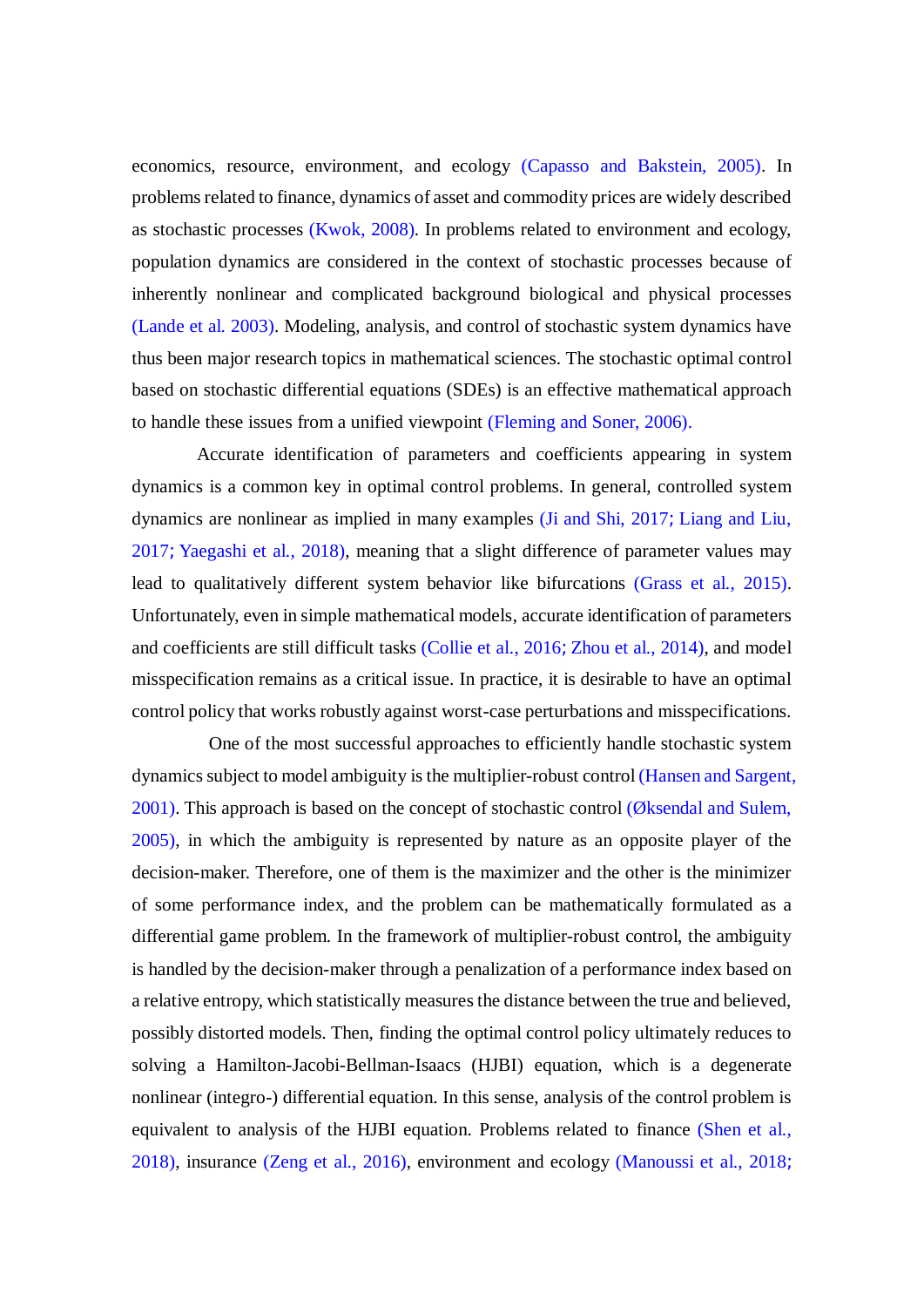economics, resource, environment, and ecology (Capasso and Bakstein, 2005). In problems related to finance, dynamics of asset and commodity prices are widely described as stochastic processes (Kwok, 2008). In problems related to environment and ecology, population dynamics are considered in the context of stochastic processes because of inherently nonlinear and complicated background biological and physical processes (Lande et al. 2003). Modeling, analysis, and control of stochastic system dynamics have thus been major research topics in mathematical sciences. The stochastic optimal control based on stochastic differential equations (SDEs) is an effective mathematical approach to handle these issues from a unified viewpoint (Fleming and Soner, 2006).

Accurate identification of parameters and coefficients appearing in system dynamics is a common key in optimal control problems. In general, controlled system dynamics are nonlinear as implied in many examples (Ji and Shi, 2017; Liang and Liu, 2017; Yaegashi et al., 2018), meaning that a slight difference of parameter values may lead to qualitatively different system behavior like bifurcations (Grass et al., 2015). Unfortunately, even in simple mathematical models, accurate identification of parameters and coefficients are still difficult tasks (Collie et al., 2016; Zhou et al., 2014), and model misspecification remains as a critical issue. In practice, it is desirable to have an optimal control policy that works robustly against worst-case perturbations and misspecifications.

One of the most successful approaches to efficiently handle stochastic system dynamics subject to model ambiguity is the multiplier-robust control (Hansen and Sargent, 2001). This approach is based on the concept of stochastic control (Øksendal and Sulem, 2005), in which the ambiguity is represented by nature as an opposite player of the decision-maker. Therefore, one of them is the maximizer and the other is the minimizer of some performance index, and the problem can be mathematically formulated as a differential game problem. In the framework of multiplier-robust control, the ambiguity is handled by the decision-maker through a penalization of a performance index based on a relative entropy, which statistically measures the distance between the true and believed, possibly distorted models. Then, finding the optimal control policy ultimately reduces to solving a Hamilton-Jacobi-Bellman-Isaacs (HJBI) equation, which is a degenerate nonlinear (integro-) differential equation. In this sense, analysis of the control problem is equivalent to analysis of the HJBI equation. Problems related to finance (Shen et al., 2018), insurance (Zeng et al., 2016), environment and ecology (Manoussi et al., 2018;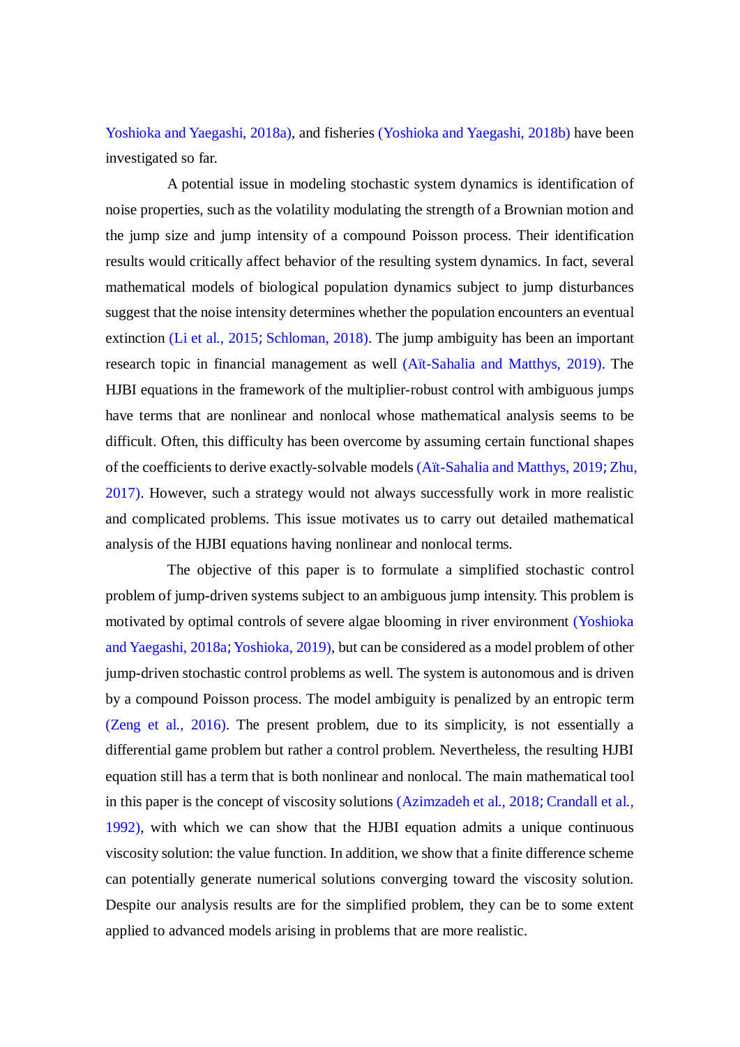Yoshioka and Yaegashi, 2018a), and fisheries (Yoshioka and Yaegashi, 2018b) have been investigated so far.

A potential issue in modeling stochastic system dynamics is identification of noise properties, such as the volatility modulating the strength of a Brownian motion and the jump size and jump intensity of a compound Poisson process. Their identification results would critically affect behavior of the resulting system dynamics. In fact, several mathematical models of biological population dynamics subject to jump disturbances suggest that the noise intensity determines whether the population encounters an eventual extinction (Li et al., 2015; Schloman, 2018). The jump ambiguity has been an important research topic in financial management as well (Aït-Sahalia and Matthys, 2019). The HJBI equations in the framework of the multiplier-robust control with ambiguous jumps have terms that are nonlinear and nonlocal whose mathematical analysis seems to be difficult. Often, this difficulty has been overcome by assuming certain functional shapes of the coefficients to derive exactly-solvable models (Aït-Sahalia and Matthys, 2019; Zhu, 2017). However, such a strategy would not always successfully work in more realistic and complicated problems. This issue motivates us to carry out detailed mathematical analysis of the HJBI equations having nonlinear and nonlocal terms.

The objective of this paper is to formulate a simplified stochastic control problem of jump-driven systems subject to an ambiguous jump intensity. This problem is motivated by optimal controls of severe algae blooming in river environment (Yoshioka and Yaegashi, 2018a; Yoshioka, 2019), but can be considered as a model problem of other jump-driven stochastic control problems as well. The system is autonomous and is driven by a compound Poisson process. The model ambiguity is penalized by an entropic term (Zeng et al., 2016). The present problem, due to its simplicity, is not essentially a differential game problem but rather a control problem. Nevertheless, the resulting HJBI equation still has a term that is both nonlinear and nonlocal. The main mathematical tool in this paper is the concept of viscosity solutions (Azimzadeh et al., 2018; Crandall et al., 1992), with which we can show that the HJBI equation admits a unique continuous viscosity solution: the value function. In addition, we show that a finite difference scheme can potentially generate numerical solutions converging toward the viscosity solution. Despite our analysis results are for the simplified problem, they can be to some extent applied to advanced models arising in problems that are more realistic.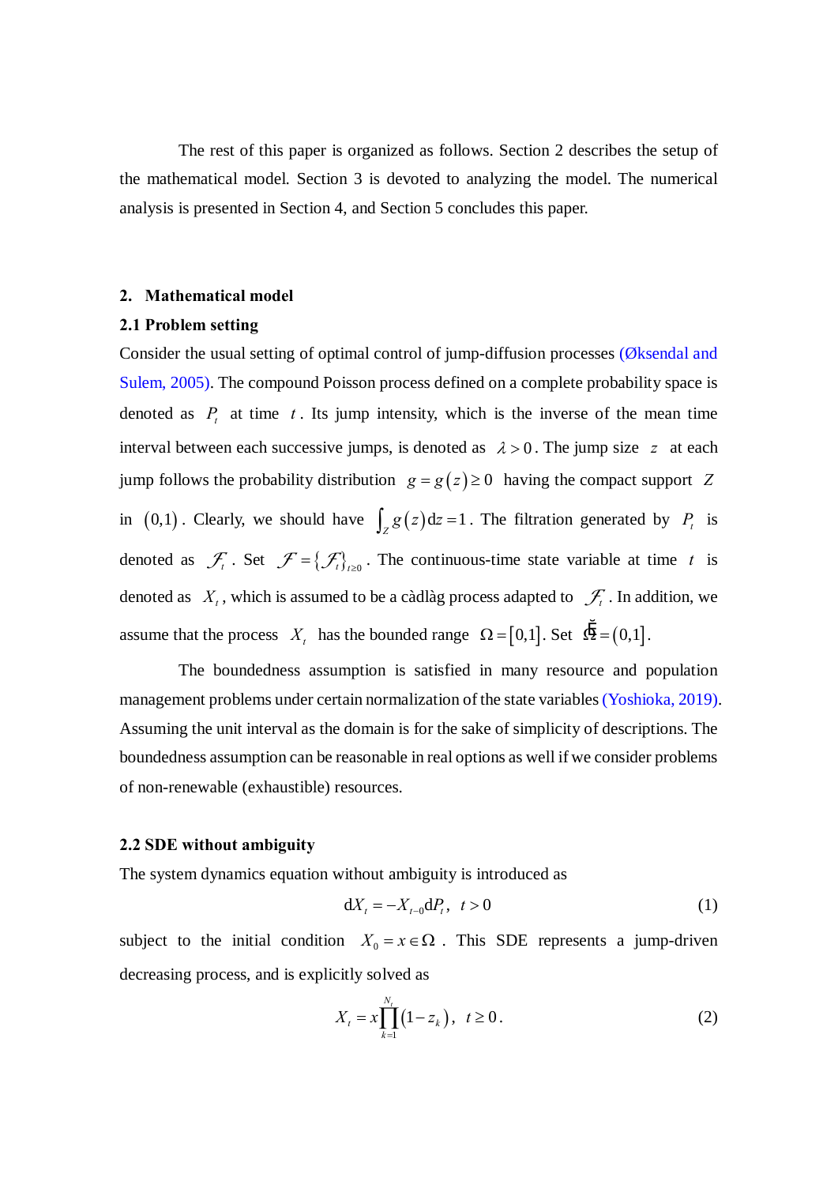The rest of this paper is organized as follows. Section 2 describes the setup of the mathematical model. Section 3 is devoted to analyzing the model. The numerical analysis is presented in Section 4, and Section 5 concludes this paper.

## 2. Mathematical model

### 2.1 Problem setting

Consider the usual setting of optimal control of jump-diffusion processes (Øksendal and Sulem, 2005). The compound Poisson process defined on a complete probability space is denoted as $P_t$ at time $t$. Its jump intensity, which is the inverse of the mean time interval between each successive jumps, is denoted as $\lambda > 0$. The jump size $z$ at each jump follows the probability distribution $g = g(z) \geq 0$ having the compact support $Z$ in $(0,1)$. Clearly, we should have $\int_Z g(z)\mathrm{d}z = 1$. The filtration generated by $P_t$ is denoted as $\mathcal{F}_t$. Set $\mathcal{F} = \{\mathcal{F}_t\}_{t\geq 0}$. The continuous-time state variable at time $t$ is denoted as $X_t$, which is assumed to be a càdlàg process adapted to $\mathcal{F}_t$. In addition, we assume that the process $X_t$ has the bounded range $\Omega = [0,1]$. Set $\breve{\Omega} = (0,1]$.

The boundedness assumption is satisfied in many resource and population management problems under certain normalization of the state variables (Yoshioka, 2019). Assuming the unit interval as the domain is for the sake of simplicity of descriptions. The boundedness assumption can be reasonable in real options as well if we consider problems of non-renewable (exhaustible) resources.

### 2.2 SDE without ambiguity

The system dynamics equation without ambiguity is introduced as

$$\mathrm{d}X_t = -X_{t-0}\mathrm{d}P_t, \quad t > 0 \tag{1}$$

subject to the initial condition $X_0 = x \in \Omega$. This SDE represents a jump-driven decreasing process, and is explicitly solved as

$$X_t = x\prod_{k=1}^{N_t}(1 - z_k), \quad t \geq 0. \tag{2}$$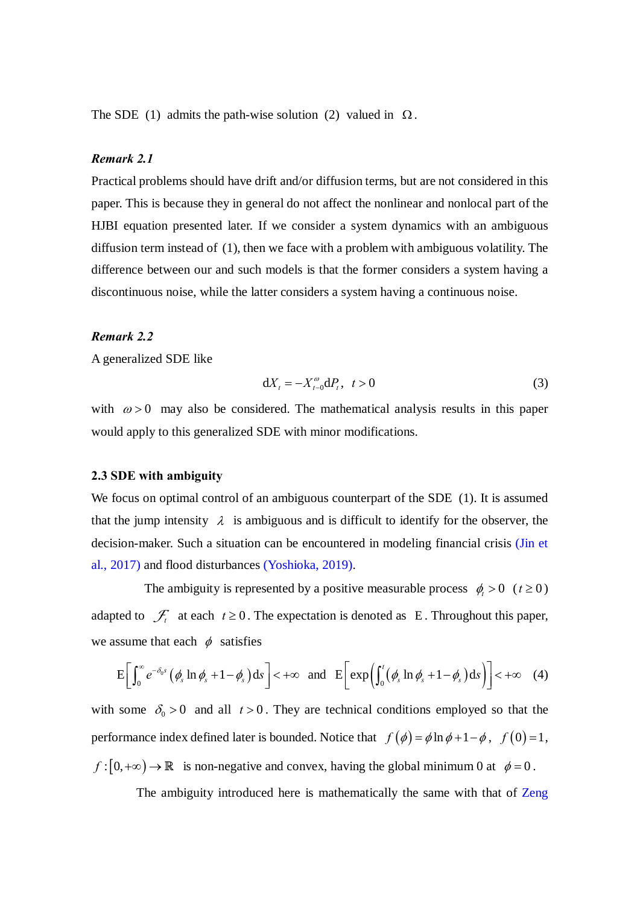The SDE (1) admits the path-wise solution (2) valued in $\Omega$.

***Remark 2.1***

Practical problems should have drift and/or diffusion terms, but are not considered in this paper. This is because they in general do not affect the nonlinear and nonlocal part of the HJBI equation presented later. If we consider a system dynamics with an ambiguous diffusion term instead of (1), then we face with a problem with ambiguous volatility. The difference between our and such models is that the former considers a system having a discontinuous noise, while the latter considers a system having a continuous noise.

***Remark 2.2***

A generalized SDE like

$$\mathrm{d}X_t = -X_{t-0}^{\omega}\mathrm{d}P_t,\ \ t > 0 \tag{3}$$

with $\omega > 0$ may also be considered. The mathematical analysis results in this paper would apply to this generalized SDE with minor modifications.

**2.3 SDE with ambiguity**

We focus on optimal control of an ambiguous counterpart of the SDE (1). It is assumed that the jump intensity $\lambda$ is ambiguous and is difficult to identify for the observer, the decision-maker. Such a situation can be encountered in modeling financial crisis (Jin et al., 2017) and flood disturbances (Yoshioka, 2019).

The ambiguity is represented by a positive measurable process $\phi_t > 0$ ($t \geq 0$) adapted to $\mathcal{F}_t$ at each $t \geq 0$. The expectation is denoted as $\mathrm{E}$. Throughout this paper, we assume that each $\phi$ satisfies

$$\mathrm{E}\left[\int_0^{\infty} e^{-\delta_0 s}\left(\phi_s \ln \phi_s + 1 - \phi_s\right)\mathrm{d}s\right] < +\infty \ \text{ and } \ \mathrm{E}\left[\exp\left(\int_0^t \left(\phi_s \ln \phi_s + 1 - \phi_s\right)\mathrm{d}s\right)\right] < +\infty \tag{4}$$

with some $\delta_0 > 0$ and all $t > 0$. They are technical conditions employed so that the performance index defined later is bounded. Notice that $f(\phi) = \phi \ln \phi + 1 - \phi$, $f(0) = 1$, $f : [0, +\infty) \to \mathbb{R}$ is non-negative and convex, having the global minimum 0 at $\phi = 0$.

The ambiguity introduced here is mathematically the same with that of Zeng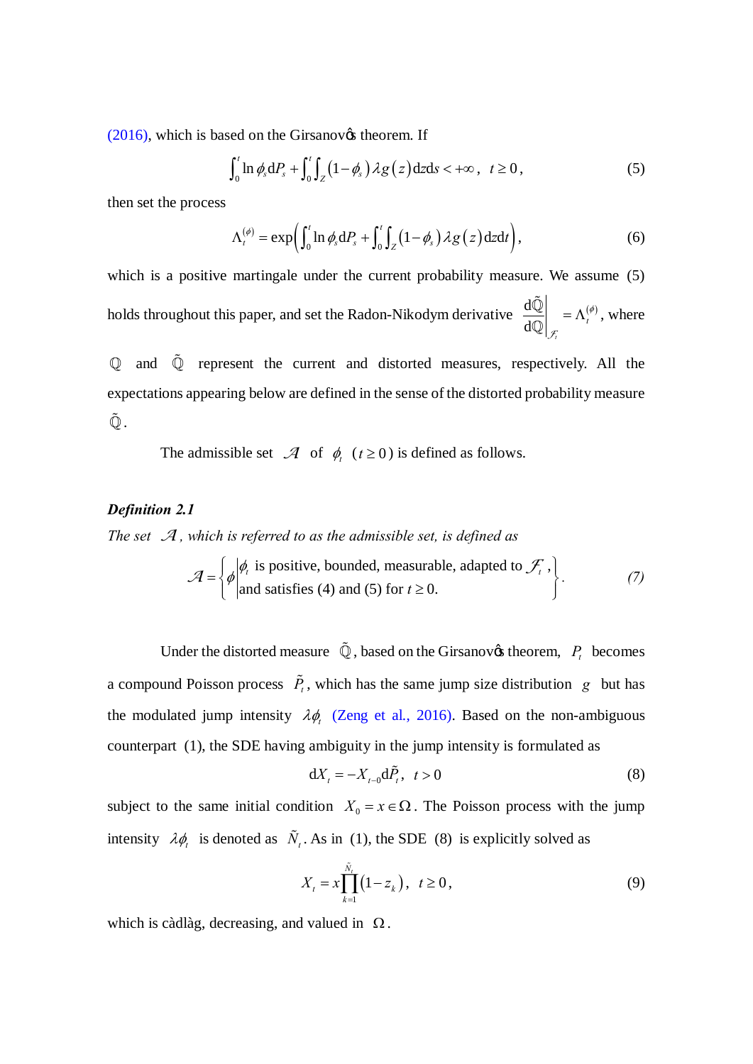(2016), which is based on the Girsanov's theorem. If

$$\int_0^t \ln \phi_s \mathrm{d}P_s + \int_0^t \int_Z (1-\phi_s) \lambda g(z) \mathrm{d}z \mathrm{d}s < +\infty, \quad t \geq 0, \tag{5}$$

then set the process

$$\Lambda_t^{(\phi)} = \exp\left(\int_0^t \ln \phi_s \mathrm{d}P_s + \int_0^t \int_Z (1-\phi_s) \lambda g(z) \mathrm{d}z \mathrm{d}t\right), \tag{6}$$

which is a positive martingale under the current probability measure. We assume (5) holds throughout this paper, and set the Radon-Nikodym derivative $\left.\frac{\mathrm{d}\tilde{\mathbb{Q}}}{\mathrm{d}\mathbb{Q}}\right|_{\mathcal{F}_t} = \Lambda_t^{(\phi)}$, where $\mathbb{Q}$ and $\tilde{\mathbb{Q}}$ represent the current and distorted measures, respectively. All the expectations appearing below are defined in the sense of the distorted probability measure $\tilde{\mathbb{Q}}$.

The admissible set $\mathcal{A}$ of $\phi_t$ ($t \geq 0$) is defined as follows.

***Definition 2.1***

*The set $\mathcal{A}$, which is referred to as the admissible set, is defined as*

$$\mathcal{A} = \left\{ \phi \left| \begin{array}{l} \phi_t \text{ is positive, bounded, measurable, adapted to } \mathcal{F}_t, \\ \text{and satisfies (4) and (5) for } t \geq 0. \end{array} \right. \right\}. \tag{7}$$

Under the distorted measure $\tilde{\mathbb{Q}}$, based on the Girsanov's theorem, $P_t$ becomes a compound Poisson process $\tilde{P}_t$, which has the same jump size distribution $g$ but has the modulated jump intensity $\lambda\phi_t$ (Zeng et al., 2016). Based on the non-ambiguous counterpart (1), the SDE having ambiguity in the jump intensity is formulated as

$$\mathrm{d}X_t = -X_{t-0} \mathrm{d}\tilde{P}_t, \quad t > 0 \tag{8}$$

subject to the same initial condition $X_0 = x \in \Omega$. The Poisson process with the jump intensity $\lambda\phi_t$ is denoted as $\tilde{N}_t$. As in (1), the SDE (8) is explicitly solved as

$$X_t = x \prod_{k=1}^{\tilde{N}_t} (1 - z_k), \quad t \geq 0, \tag{9}$$

which is càdlàg, decreasing, and valued in $\Omega$.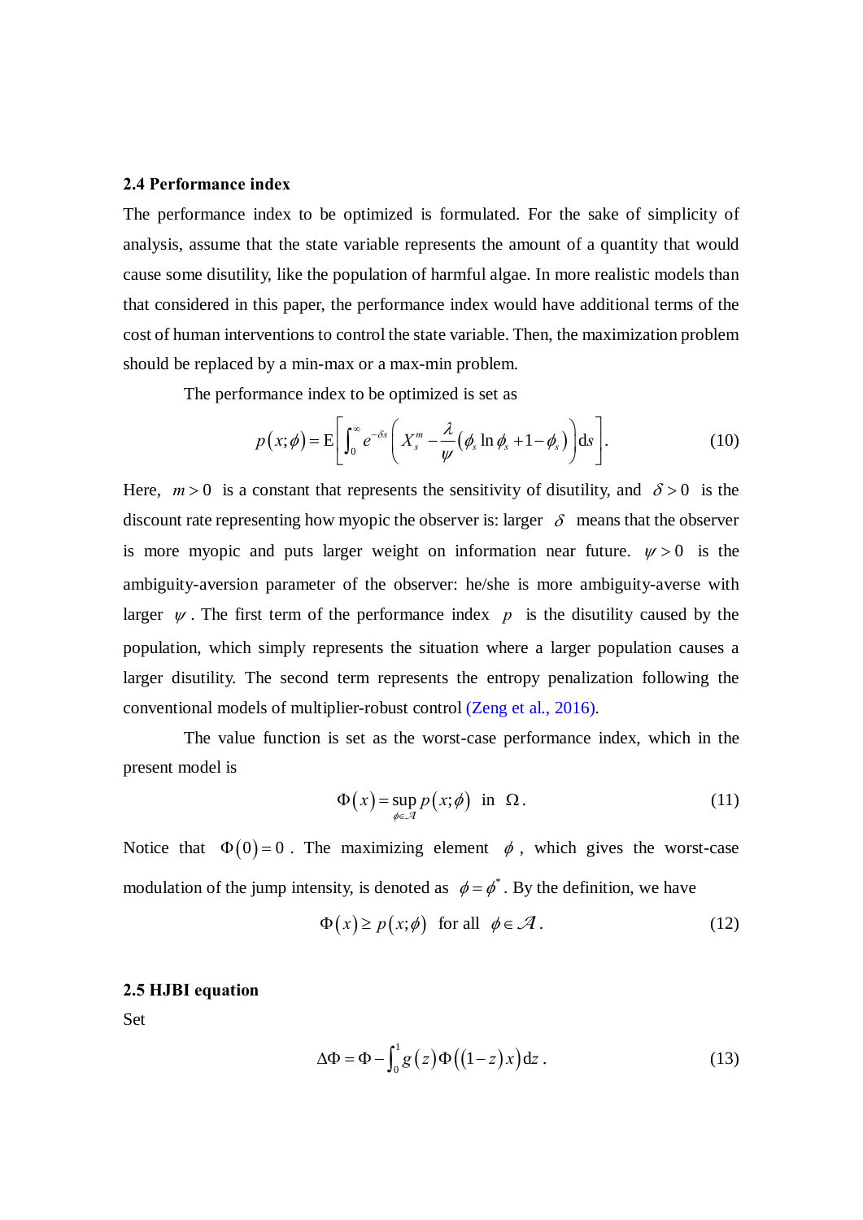### 2.4 Performance index

The performance index to be optimized is formulated. For the sake of simplicity of analysis, assume that the state variable represents the amount of a quantity that would cause some disutility, like the population of harmful algae. In more realistic models than that considered in this paper, the performance index would have additional terms of the cost of human interventions to control the state variable. Then, the maximization problem should be replaced by a min-max or a max-min problem.

The performance index to be optimized is set as

$$p(x;\phi) = \mathrm{E}\left[\int_0^\infty e^{-\delta s}\left(X_s^m - \frac{\lambda}{\psi}\left(\phi_s \ln \phi_s + 1 - \phi_s\right)\right)\mathrm{d}s\right]. \tag{10}$$

Here, $m > 0$ is a constant that represents the sensitivity of disutility, and $\delta > 0$ is the discount rate representing how myopic the observer is: larger $\delta$ means that the observer is more myopic and puts larger weight on information near future. $\psi > 0$ is the ambiguity-aversion parameter of the observer: he/she is more ambiguity-averse with larger $\psi$. The first term of the performance index $p$ is the disutility caused by the population, which simply represents the situation where a larger population causes a larger disutility. The second term represents the entropy penalization following the conventional models of multiplier-robust control (Zeng et al., 2016).

The value function is set as the worst-case performance index, which in the present model is

$$\Phi(x) = \sup_{\phi \in \mathcal{A}} p(x;\phi) \quad \text{in} \quad \Omega. \tag{11}$$

Notice that $\Phi(0) = 0$. The maximizing element $\phi$, which gives the worst-case modulation of the jump intensity, is denoted as $\phi = \phi^*$. By the definition, we have

$$\Phi(x) \geq p(x;\phi) \quad \text{for all} \quad \phi \in \mathcal{A}. \tag{12}$$

### 2.5 HJBI equation

Set

$$\Delta\Phi = \Phi - \int_0^1 g(z)\Phi\left((1-z)x\right)\mathrm{d}z. \tag{13}$$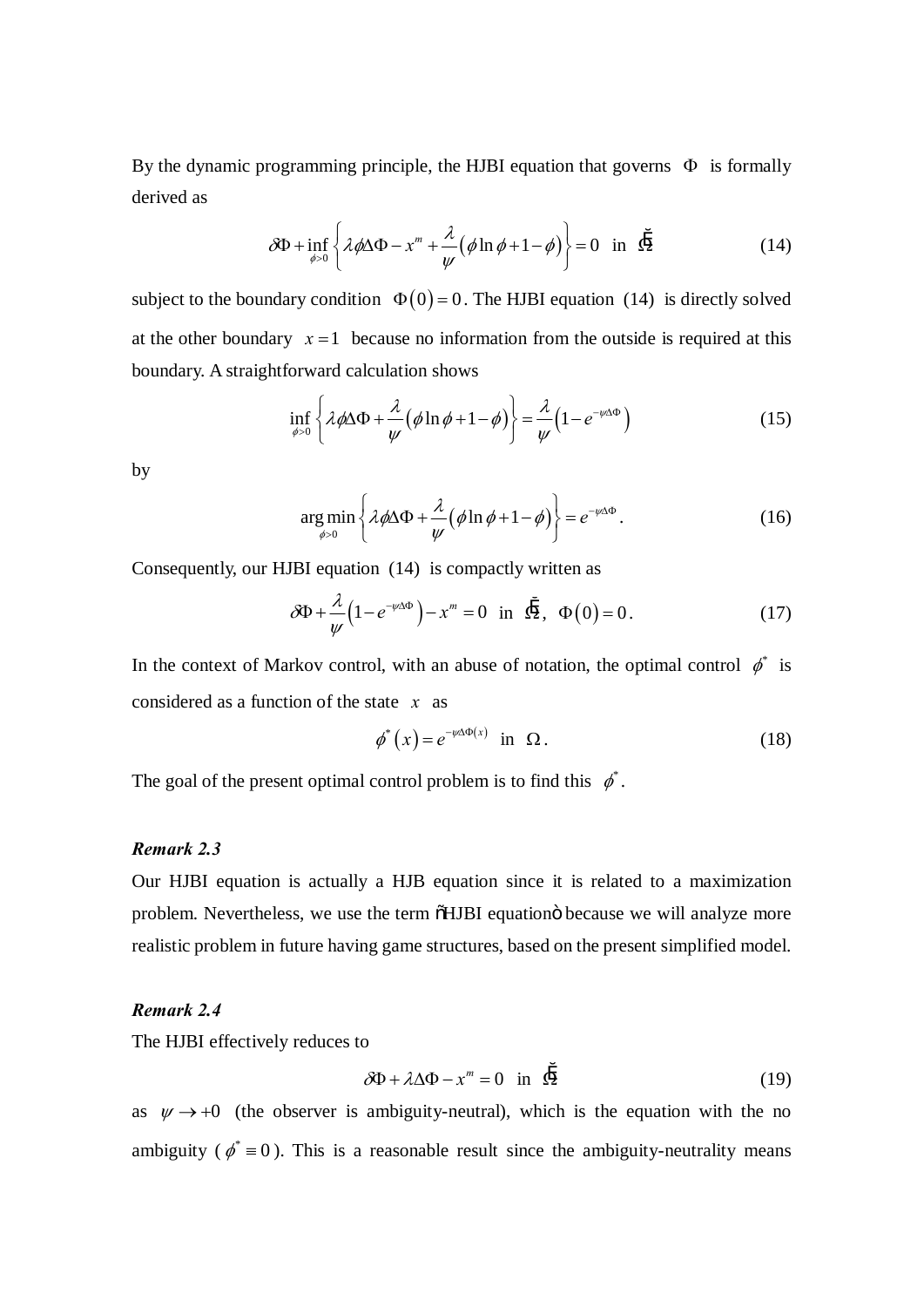By the dynamic programming principle, the HJBI equation that governs $\Phi$ is formally derived as

$$\delta\Phi + \inf_{\phi>0}\left\{\lambda\phi\Delta\Phi - x^m + \frac{\lambda}{\psi}\left(\phi\ln\phi + 1 - \phi\right)\right\} = 0 \quad \text{in} \quad \bar{\Omega} \tag{14}$$

subject to the boundary condition $\Phi(0) = 0$. The HJBI equation (14) is directly solved at the other boundary $x = 1$ because no information from the outside is required at this boundary. A straightforward calculation shows

$$\inf_{\phi>0}\left\{\lambda\phi\Delta\Phi + \frac{\lambda}{\psi}\left(\phi\ln\phi + 1 - \phi\right)\right\} = \frac{\lambda}{\psi}\left(1 - e^{-\psi\Delta\Phi}\right) \tag{15}$$

by

$$\arg\min_{\phi>0}\left\{\lambda\phi\Delta\Phi + \frac{\lambda}{\psi}\left(\phi\ln\phi + 1 - \phi\right)\right\} = e^{-\psi\Delta\Phi}. \tag{16}$$

Consequently, our HJBI equation (14) is compactly written as

$$\delta\Phi + \frac{\lambda}{\psi}\left(1 - e^{-\psi\Delta\Phi}\right) - x^m = 0 \quad \text{in} \quad \bar{\Omega}, \quad \Phi(0) = 0. \tag{17}$$

In the context of Markov control, with an abuse of notation, the optimal control $\phi^*$ is considered as a function of the state $x$ as

$$\phi^*(x) = e^{-\psi\Delta\Phi(x)} \quad \text{in} \quad \Omega. \tag{18}$$

The goal of the present optimal control problem is to find this $\phi^*$.

***Remark 2.3***

Our HJBI equation is actually a HJB equation since it is related to a maximization problem. Nevertheless, we use the term "HJBI equation" because we will analyze more realistic problem in future having game structures, based on the present simplified model.

***Remark 2.4***

The HJBI effectively reduces to

$$\delta\Phi + \lambda\Delta\Phi - x^m = 0 \quad \text{in} \quad \bar{\Omega} \tag{19}$$

as $\psi \to +0$ (the observer is ambiguity-neutral), which is the equation with the no ambiguity ($\phi^* \equiv 0$). This is a reasonable result since the ambiguity-neutrality means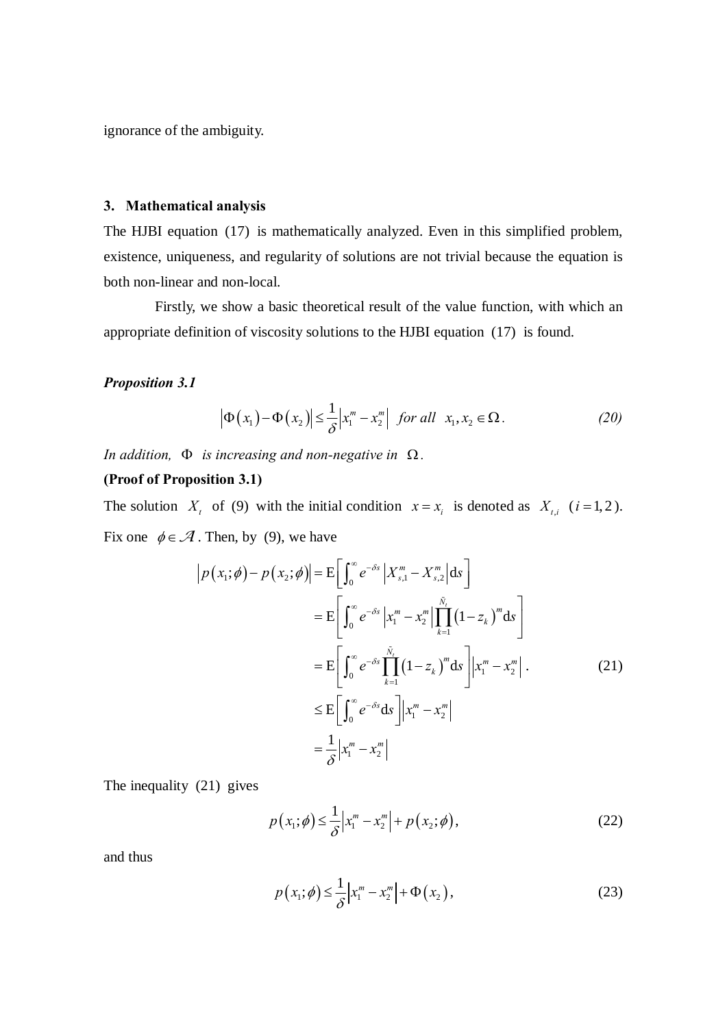ignorance of the ambiguity.

## 3. Mathematical analysis

The HJBI equation (17) is mathematically analyzed. Even in this simplified problem, existence, uniqueness, and regularity of solutions are not trivial because the equation is both non-linear and non-local.

Firstly, we show a basic theoretical result of the value function, with which an appropriate definition of viscosity solutions to the HJBI equation (17) is found.

***Proposition 3.1***

$$\left|\Phi\left(x_1\right)-\Phi\left(x_2\right)\right| \leq \frac{1}{\delta}\left|x_1^m - x_2^m\right| \quad \textit{for all} \quad x_1, x_2 \in \Omega . \tag{20}$$

*In addition,* $\Phi$ *is increasing and non-negative in* $\Omega$.

**(Proof of Proposition 3.1)**

The solution $X_t$ of (9) with the initial condition $x = x_i$ is denoted as $X_{t,i}$ ($i = 1, 2$). Fix one $\phi \in \mathcal{A}$. Then, by (9), we have

$$\begin{aligned}
\left|p\left(x_1;\phi\right)-p\left(x_2;\phi\right)\right| &= \mathrm{E}\left[\int_0^\infty e^{-\delta s}\left|X_{s,1}^m - X_{s,2}^m\right|\mathrm{d}s\right] \\
&= \mathrm{E}\left[\int_0^\infty e^{-\delta s}\left|x_1^m - x_2^m\right|\prod_{k=1}^{\tilde{N}_t}\left(1-z_k\right)^m \mathrm{d}s\right] \\
&= \mathrm{E}\left[\int_0^\infty e^{-\delta s}\prod_{k=1}^{\tilde{N}_t}\left(1-z_k\right)^m \mathrm{d}s\right]\left|x_1^m - x_2^m\right| . \\
&\leq \mathrm{E}\left[\int_0^\infty e^{-\delta s}\mathrm{d}s\right]\left|x_1^m - x_2^m\right| \\
&= \frac{1}{\delta}\left|x_1^m - x_2^m\right|
\end{aligned} \tag{21}$$

The inequality (21) gives

$$p\left(x_1;\phi\right) \leq \frac{1}{\delta}\left|x_1^m - x_2^m\right| + p\left(x_2;\phi\right), \tag{22}$$

and thus

$$p\left(x_1;\phi\right) \leq \frac{1}{\delta}\left|x_1^m - x_2^m\right| + \Phi\left(x_2\right), \tag{23}$$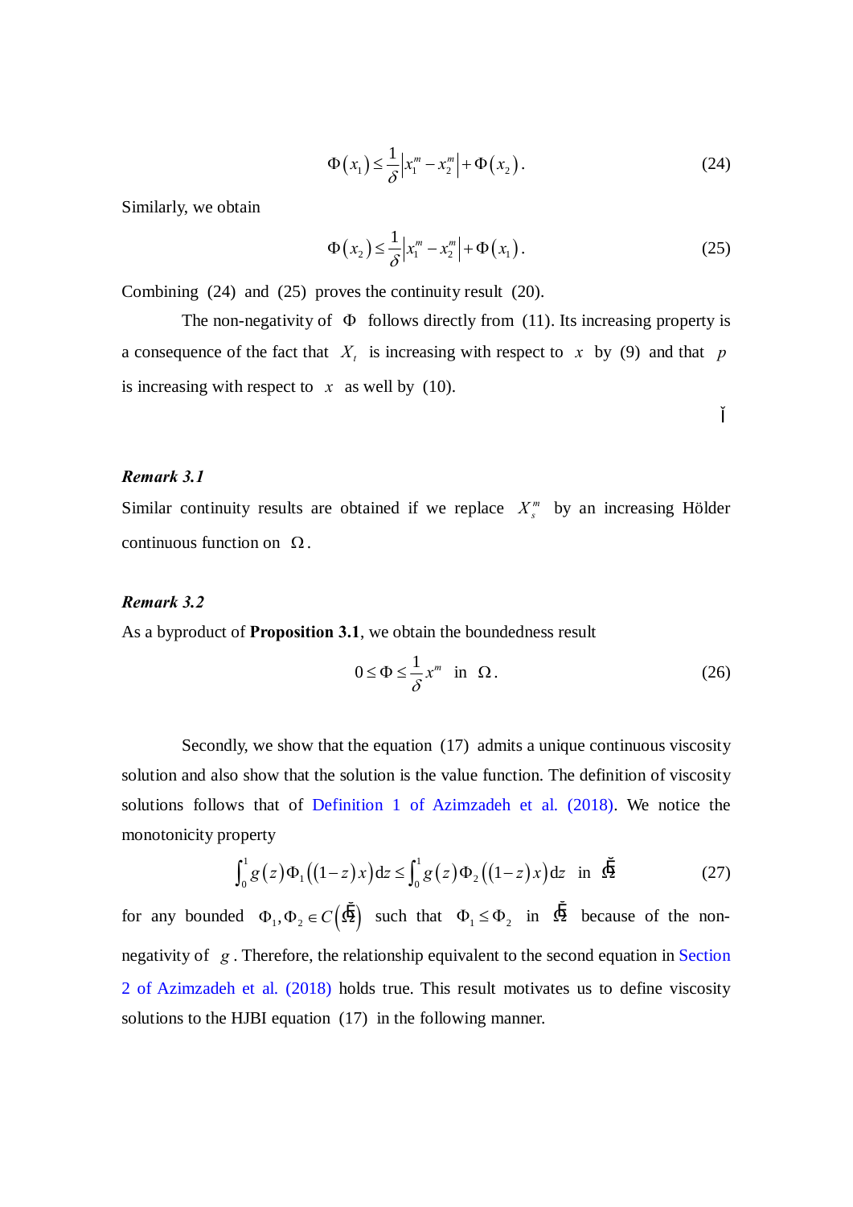$$\Phi(x_1) \leq \frac{1}{\delta}\left|x_1^m - x_2^m\right| + \Phi(x_2). \tag{24}$$

Similarly, we obtain

$$\Phi(x_2) \leq \frac{1}{\delta}\left|x_1^m - x_2^m\right| + \Phi(x_1). \tag{25}$$

Combining (24) and (25) proves the continuity result (20).

The non-negativity of $\Phi$ follows directly from (11). Its increasing property is a consequence of the fact that $X_t$ is increasing with respect to $x$ by (9) and that $p$ is increasing with respect to $x$ as well by (10).

□

***Remark 3.1***

Similar continuity results are obtained if we replace $X_s^m$ by an increasing Hölder continuous function on $\Omega$.

***Remark 3.2***

As a byproduct of **Proposition 3.1**, we obtain the boundedness result

$$0 \leq \Phi \leq \frac{1}{\delta} x^m \quad \text{in} \quad \Omega. \tag{26}$$

Secondly, we show that the equation (17) admits a unique continuous viscosity solution and also show that the solution is the value function. The definition of viscosity solutions follows that of Definition 1 of Azimzadeh et al. (2018). We notice the monotonicity property

$$\int_0^1 g(z)\Phi_1((1-z)x)\mathrm{d}z \leq \int_0^1 g(z)\Phi_2((1-z)x)\mathrm{d}z \quad \text{in} \quad \bar{\Omega} \tag{27}$$

for any bounded $\Phi_1, \Phi_2 \in C(\bar{\Omega})$ such that $\Phi_1 \leq \Phi_2$ in $\bar{\Omega}$ because of the non-negativity of $g$. Therefore, the relationship equivalent to the second equation in Section 2 of Azimzadeh et al. (2018) holds true. This result motivates us to define viscosity solutions to the HJBI equation (17) in the following manner.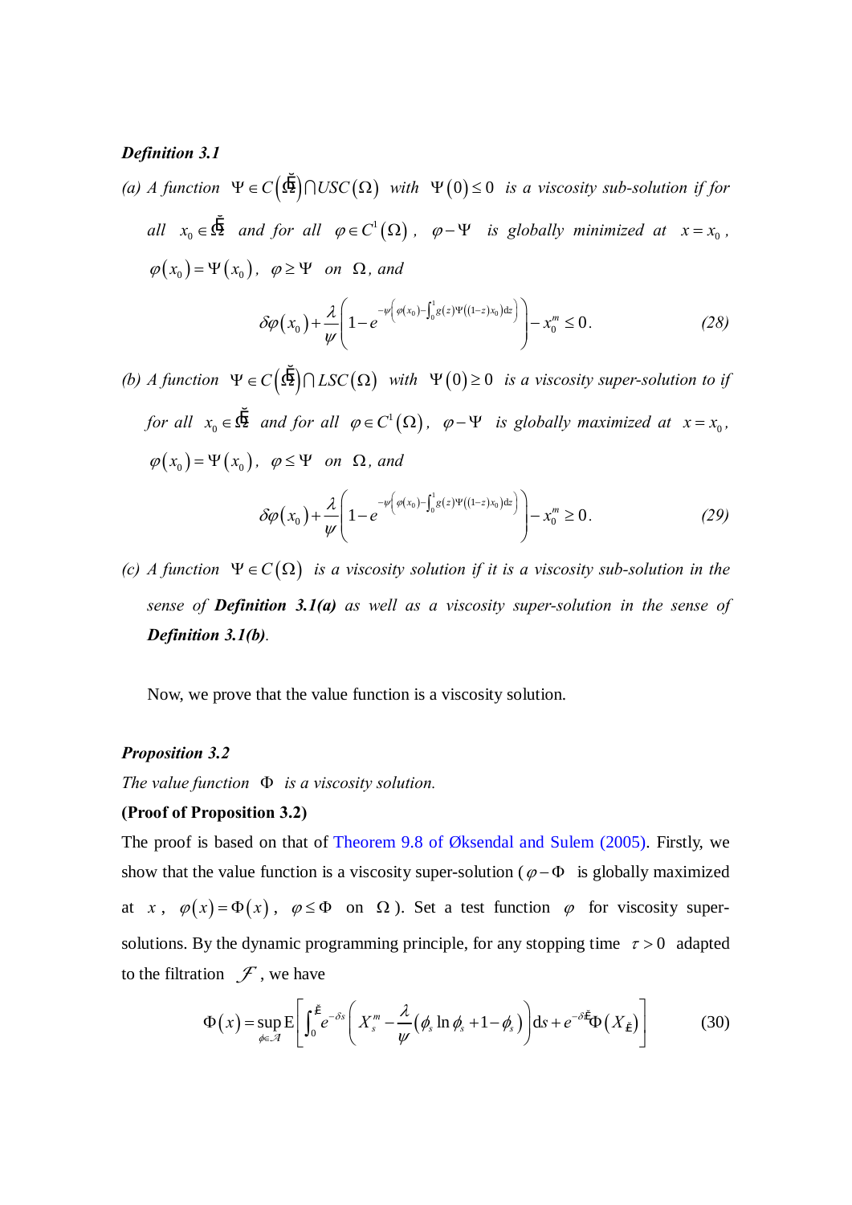***Definition 3.1***

*(a) A function* $\Psi \in C\left(\overline{\Omega}\right) \cap USC(\Omega)$ *with* $\Psi(0) \le 0$ *is a viscosity sub-solution if for all* $x_0 \in \overline{\Omega}$ *and for all* $\varphi \in C^1(\Omega)$, $\varphi - \Psi$ *is globally minimized at* $x = x_0$, $\varphi(x_0) = \Psi(x_0)$, $\varphi \ge \Psi$ *on* $\Omega$, *and*

$$\delta\varphi(x_0) + \frac{\lambda}{\psi}\left(1 - e^{-\psi\left(\varphi(x_0) - \int_0^1 g(z)\Psi((1-z)x_0)\mathrm{d}z\right)}\right) - x_0^m \le 0. \tag{28}$$

*(b) A function* $\Psi \in C\left(\overline{\Omega}\right) \cap LSC(\Omega)$ *with* $\Psi(0) \ge 0$ *is a viscosity super-solution to if for all* $x_0 \in \overline{\Omega}$ *and for all* $\varphi \in C^1(\Omega)$, $\varphi - \Psi$ *is globally maximized at* $x = x_0$, $\varphi(x_0) = \Psi(x_0)$, $\varphi \le \Psi$ *on* $\Omega$, *and*

$$\delta\varphi(x_0) + \frac{\lambda}{\psi}\left(1 - e^{-\psi\left(\varphi(x_0) - \int_0^1 g(z)\Psi((1-z)x_0)\mathrm{d}z\right)}\right) - x_0^m \ge 0. \tag{29}$$

*(c) A function* $\Psi \in C(\Omega)$ *is a viscosity solution if it is a viscosity sub-solution in the sense of* ***Definition 3.1(a)*** *as well as a viscosity super-solution in the sense of* ***Definition 3.1(b)***.

Now, we prove that the value function is a viscosity solution.

***Proposition 3.2***

*The value function* $\Phi$ *is a viscosity solution.*

**(Proof of Proposition 3.2)**

The proof is based on that of Theorem 9.8 of Øksendal and Sulem (2005). Firstly, we show that the value function is a viscosity super-solution ($\varphi - \Phi$ is globally maximized at $x$, $\varphi(x) = \Phi(x)$, $\varphi \le \Phi$ on $\Omega$). Set a test function $\varphi$ for viscosity super-solutions. By the dynamic programming principle, for any stopping time $\tau > 0$ adapted to the filtration $\mathcal{F}$, we have

$$\Phi(x) = \sup_{\phi \in \mathcal{A}} \mathrm{E}\left[\int_0^{\tau} e^{-\delta s}\left(X_s^m - \frac{\lambda}{\psi}\left(\phi_s \ln \phi_s + 1 - \phi_s\right)\right)\mathrm{d}s + e^{-\delta\tau}\Phi\left(X_{\tau}\right)\right] \tag{30}$$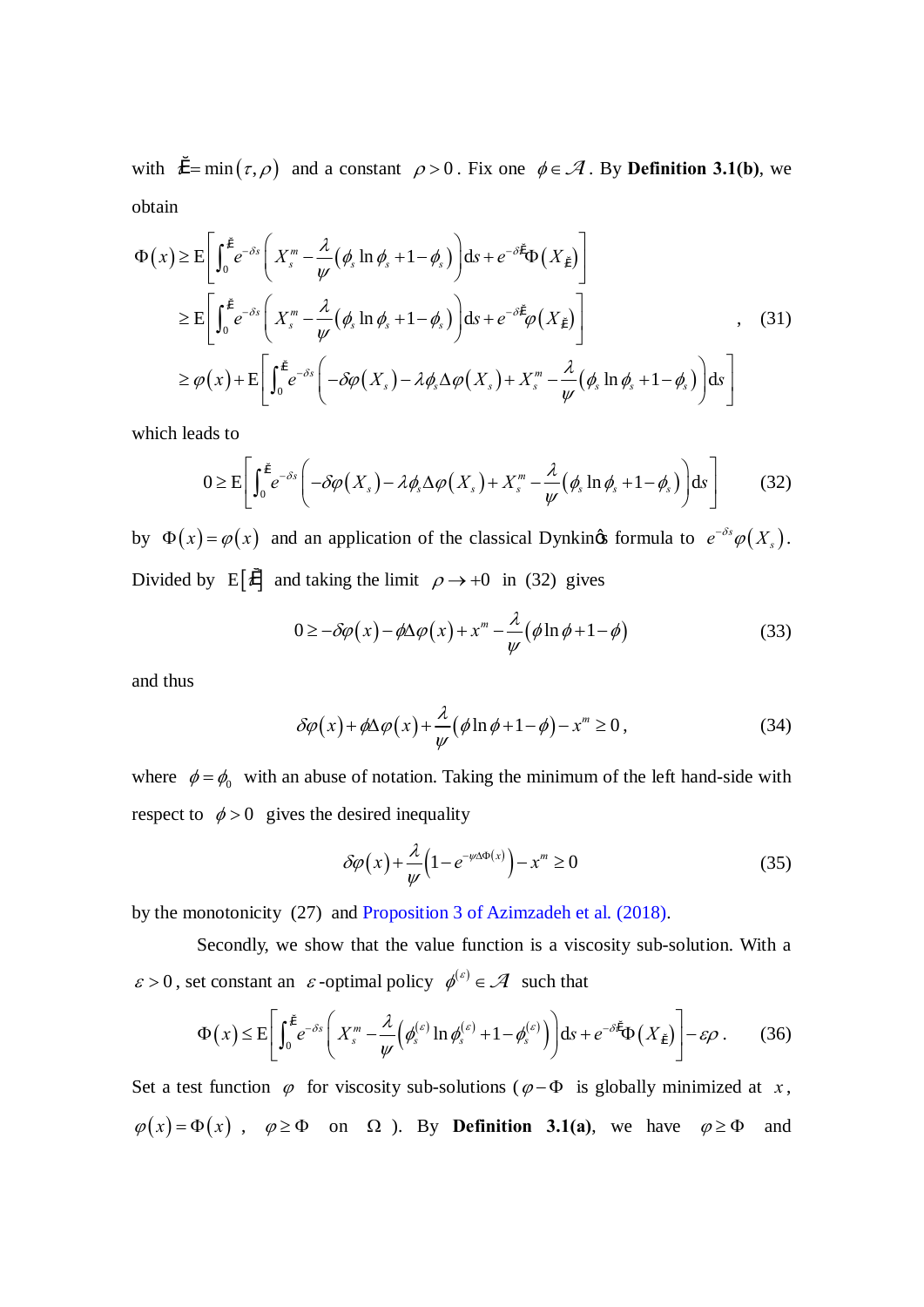with $\breve{\tau} = \min(\tau, \rho)$ and a constant $\rho > 0$. Fix one $\phi \in \mathcal{A}$. By **Definition 3.1(b)**, we obtain

$$
\begin{aligned}
\Phi(x) &\geq \mathrm{E}\left[\int_0^{\breve{\tau}} e^{-\delta s}\left(X_s^m - \frac{\lambda}{\psi}\left(\phi_s \ln \phi_s + 1 - \phi_s\right)\right)\mathrm{d}s + e^{-\delta \breve{\tau}}\Phi\left(X_{\breve{\tau}}\right)\right] \\
&\geq \mathrm{E}\left[\int_0^{\breve{\tau}} e^{-\delta s}\left(X_s^m - \frac{\lambda}{\psi}\left(\phi_s \ln \phi_s + 1 - \phi_s\right)\right)\mathrm{d}s + e^{-\delta \breve{\tau}}\varphi\left(X_{\breve{\tau}}\right)\right] \\
&\geq \varphi(x) + \mathrm{E}\left[\int_0^{\breve{\tau}} e^{-\delta s}\left(-\delta\varphi(X_s) - \lambda\phi_s\Delta\varphi(X_s) + X_s^m - \frac{\lambda}{\psi}\left(\phi_s \ln \phi_s + 1 - \phi_s\right)\right)\mathrm{d}s\right]
\end{aligned}
\quad , \quad (31)
$$

which leads to

$$
0 \geq \mathrm{E}\left[\int_0^{\breve{\tau}} e^{-\delta s}\left(-\delta\varphi(X_s) - \lambda\phi_s\Delta\varphi(X_s) + X_s^m - \frac{\lambda}{\psi}\left(\phi_s \ln \phi_s + 1 - \phi_s\right)\right)\mathrm{d}s\right] \quad (32)
$$

by $\Phi(x) = \varphi(x)$ and an application of the classical Dynkin's formula to $e^{-\delta s}\varphi(X_s)$. Divided by $\mathrm{E}[\breve{\tau}]$ and taking the limit $\rho \to +0$ in (32) gives

$$
0 \geq -\delta\varphi(x) - \phi\Delta\varphi(x) + x^m - \frac{\lambda}{\psi}\left(\phi \ln \phi + 1 - \phi\right) \quad (33)
$$

and thus

$$
\delta\varphi(x) + \phi\Delta\varphi(x) + \frac{\lambda}{\psi}\left(\phi \ln \phi + 1 - \phi\right) - x^m \geq 0, \quad (34)
$$

where $\phi = \phi_0$ with an abuse of notation. Taking the minimum of the left hand-side with respect to $\phi > 0$ gives the desired inequality

$$
\delta\varphi(x) + \frac{\lambda}{\psi}\left(1 - e^{-\psi\Delta\Phi(x)}\right) - x^m \geq 0 \quad (35)
$$

by the monotonicity (27) and Proposition 3 of Azimzadeh et al. (2018).

Secondly, we show that the value function is a viscosity sub-solution. With a $\varepsilon > 0$, set constant an $\varepsilon$-optimal policy $\phi^{(\varepsilon)} \in \mathcal{A}$ such that

$$
\Phi(x) \leq \mathrm{E}\left[\int_0^{\breve{\tau}} e^{-\delta s}\left(X_s^m - \frac{\lambda}{\psi}\left(\phi_s^{(\varepsilon)} \ln \phi_s^{(\varepsilon)} + 1 - \phi_s^{(\varepsilon)}\right)\right)\mathrm{d}s + e^{-\delta \breve{\tau}}\Phi\left(X_{\breve{\tau}}\right)\right] - \varepsilon\rho. \quad (36)
$$

Set a test function $\varphi$ for viscosity sub-solutions ($\varphi - \Phi$ is globally minimized at $x$, $\varphi(x) = \Phi(x)$, $\varphi \geq \Phi$ on $\Omega$). By **Definition 3.1(a)**, we have $\varphi \geq \Phi$ and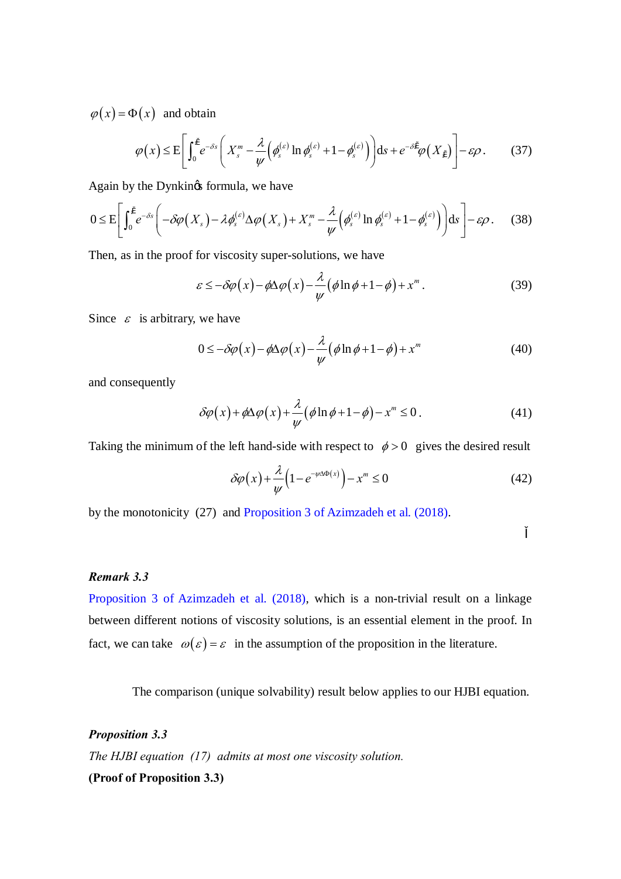$\varphi(x) = \Phi(x)$ and obtain

$$\varphi(x) \le \mathrm{E}\left[\int_0^{\tau} e^{-\delta s}\left(X_s^m - \frac{\lambda}{\psi}\left(\phi_s^{(\varepsilon)}\ln\phi_s^{(\varepsilon)} + 1 - \phi_s^{(\varepsilon)}\right)\right)\mathrm{d}s + e^{-\delta\tau}\varphi(X_\tau)\right] - \varepsilon\rho. \tag{37}$$

Again by the Dynkin's formula, we have

$$0 \le \mathrm{E}\left[\int_0^{\tau} e^{-\delta s}\left(-\delta\varphi(X_s) - \lambda\phi_s^{(\varepsilon)}\Delta\varphi(X_s) + X_s^m - \frac{\lambda}{\psi}\left(\phi_s^{(\varepsilon)}\ln\phi_s^{(\varepsilon)} + 1 - \phi_s^{(\varepsilon)}\right)\right)\mathrm{d}s\right] - \varepsilon\rho. \tag{38}$$

Then, as in the proof for viscosity super-solutions, we have

$$\varepsilon \le -\delta\varphi(x) - \phi\Delta\varphi(x) - \frac{\lambda}{\psi}(\phi\ln\phi + 1 - \phi) + x^m. \tag{39}$$

Since $\varepsilon$ is arbitrary, we have

$$0 \le -\delta\varphi(x) - \phi\Delta\varphi(x) - \frac{\lambda}{\psi}(\phi\ln\phi + 1 - \phi) + x^m \tag{40}$$

and consequently

$$\delta\varphi(x) + \phi\Delta\varphi(x) + \frac{\lambda}{\psi}(\phi\ln\phi + 1 - \phi) - x^m \le 0. \tag{41}$$

Taking the minimum of the left hand-side with respect to $\phi > 0$ gives the desired result

$$\delta\varphi(x) + \frac{\lambda}{\psi}\left(1 - e^{-\psi\Delta\Phi(x)}\right) - x^m \le 0 \tag{42}$$

by the monotonicity (27) and Proposition 3 of Azimzadeh et al. (2018).

□

***Remark 3.3***

Proposition 3 of Azimzadeh et al. (2018), which is a non-trivial result on a linkage between different notions of viscosity solutions, is an essential element in the proof. In fact, we can take $\omega(\varepsilon) = \varepsilon$ in the assumption of the proposition in the literature.

The comparison (unique solvability) result below applies to our HJBI equation.

***Proposition 3.3***

*The HJBI equation (17) admits at most one viscosity solution.*

**(Proof of Proposition 3.3)**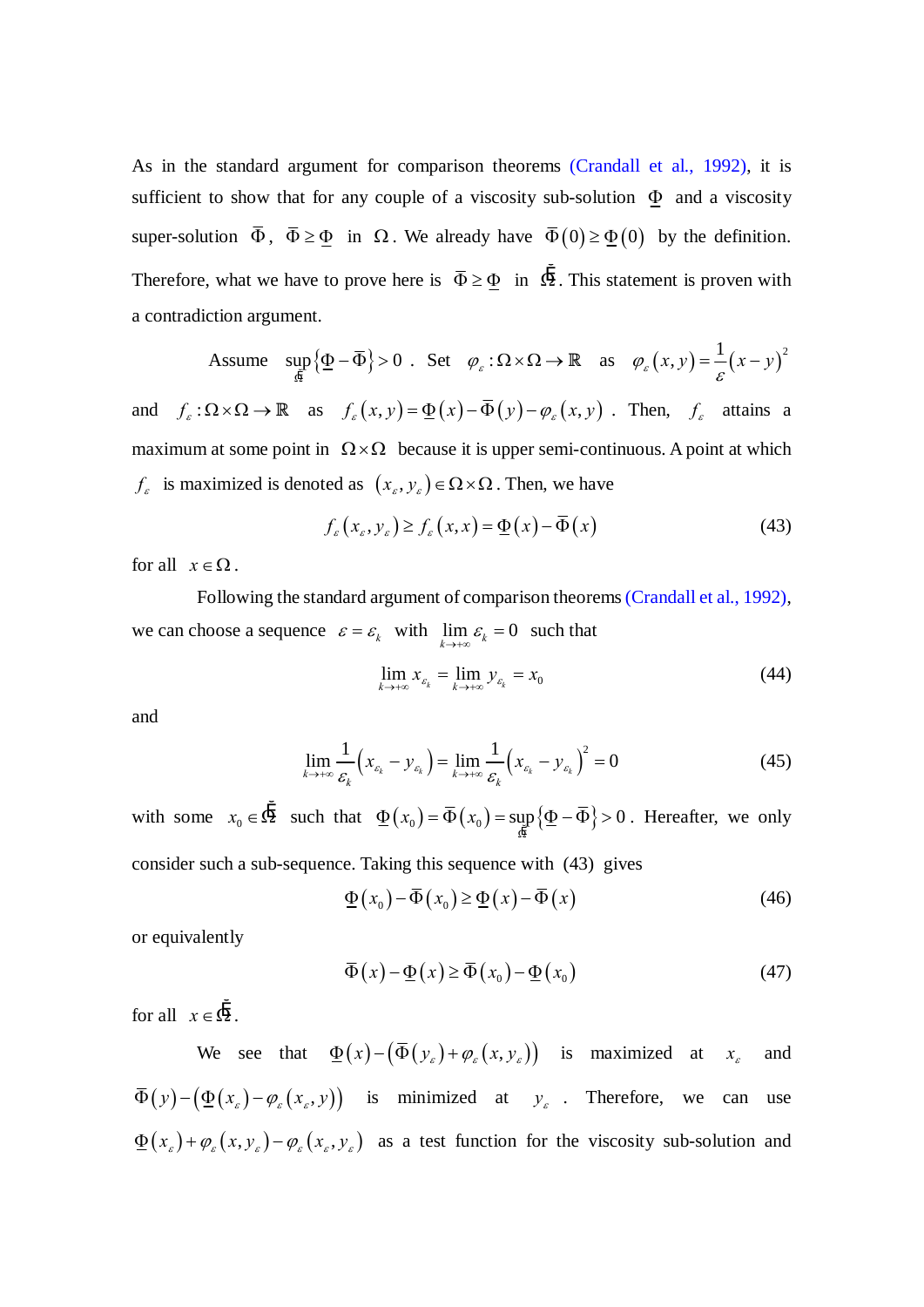As in the standard argument for comparison theorems (Crandall et al., 1992), it is sufficient to show that for any couple of a viscosity sub-solution $\underline{\Phi}$ and a viscosity super-solution $\overline{\Phi}$, $\overline{\Phi} \geq \underline{\Phi}$ in $\Omega$. We already have $\overline{\Phi}(0) \geq \underline{\Phi}(0)$ by the definition. Therefore, what we have to prove here is $\overline{\Phi} \geq \underline{\Phi}$ in $\tilde{\Omega}$. This statement is proven with a contradiction argument.

Assume $\sup_{\tilde{\Omega}}\left\{\underline{\Phi} - \overline{\Phi}\right\} > 0$. Set $\varphi_{\varepsilon} : \Omega \times \Omega \to \mathbb{R}$ as $\varphi_{\varepsilon}(x, y) = \dfrac{1}{\varepsilon}(x - y)^2$ and $f_{\varepsilon} : \Omega \times \Omega \to \mathbb{R}$ as $f_{\varepsilon}(x, y) = \underline{\Phi}(x) - \overline{\Phi}(y) - \varphi_{\varepsilon}(x, y)$. Then, $f_{\varepsilon}$ attains a maximum at some point in $\Omega \times \Omega$ because it is upper semi-continuous. A point at which $f_{\varepsilon}$ is maximized is denoted as $(x_{\varepsilon}, y_{\varepsilon}) \in \Omega \times \Omega$. Then, we have

$$f_{\varepsilon}(x_{\varepsilon}, y_{\varepsilon}) \geq f_{\varepsilon}(x, x) = \underline{\Phi}(x) - \overline{\Phi}(x) \tag{43}$$

for all $x \in \Omega$.

Following the standard argument of comparison theorems (Crandall et al., 1992), we can choose a sequence $\varepsilon = \varepsilon_k$ with $\lim_{k \to +\infty} \varepsilon_k = 0$ such that

$$\lim_{k \to +\infty} x_{\varepsilon_k} = \lim_{k \to +\infty} y_{\varepsilon_k} = x_0 \tag{44}$$

and

$$\lim_{k \to +\infty} \frac{1}{\varepsilon_k}\left(x_{\varepsilon_k} - y_{\varepsilon_k}\right) = \lim_{k \to +\infty} \frac{1}{\varepsilon_k}\left(x_{\varepsilon_k} - y_{\varepsilon_k}\right)^2 = 0 \tag{45}$$

with some $x_0 \in \tilde{\Omega}$ such that $\underline{\Phi}(x_0) = \overline{\Phi}(x_0) = \sup_{\tilde{\Omega}}\left\{\underline{\Phi} - \overline{\Phi}\right\} > 0$. Hereafter, we only consider such a sub-sequence. Taking this sequence with (43) gives

$$\underline{\Phi}(x_0) - \overline{\Phi}(x_0) \geq \underline{\Phi}(x) - \overline{\Phi}(x) \tag{46}$$

or equivalently

$$\overline{\Phi}(x) - \underline{\Phi}(x) \geq \overline{\Phi}(x_0) - \underline{\Phi}(x_0) \tag{47}$$

for all $x \in \tilde{\Omega}$.

We see that $\underline{\Phi}(x) - \left(\overline{\Phi}(y_{\varepsilon}) + \varphi_{\varepsilon}(x, y_{\varepsilon})\right)$ is maximized at $x_{\varepsilon}$ and $\overline{\Phi}(y) - \left(\underline{\Phi}(x_{\varepsilon}) - \varphi_{\varepsilon}(x_{\varepsilon}, y)\right)$ is minimized at $y_{\varepsilon}$. Therefore, we can use $\underline{\Phi}(x_{\varepsilon}) + \varphi_{\varepsilon}(x, y_{\varepsilon}) - \varphi_{\varepsilon}(x_{\varepsilon}, y_{\varepsilon})$ as a test function for the viscosity sub-solution and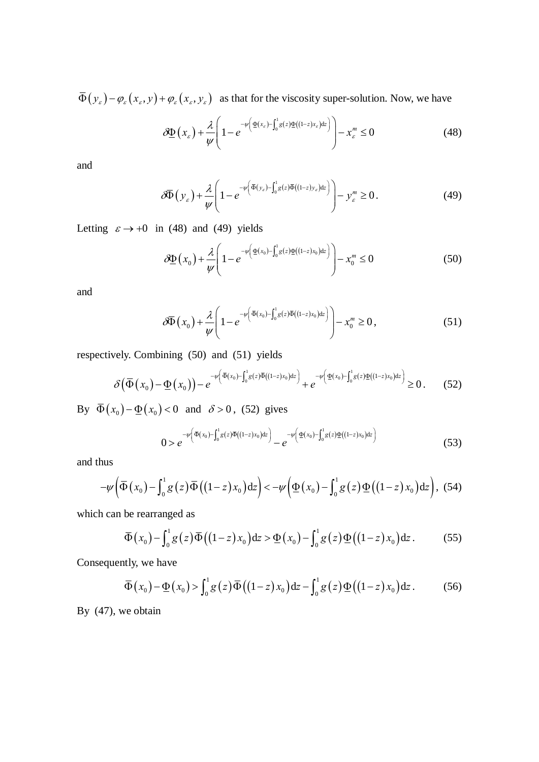$\overline{\Phi}(y_\varepsilon) - \varphi_\varepsilon(x_\varepsilon, y) + \varphi_\varepsilon(x_\varepsilon, y_\varepsilon)$ as that for the viscosity super-solution. Now, we have

$$\delta\underline{\Phi}(x_\varepsilon) + \frac{\lambda}{\psi}\left(1 - e^{-\psi\left(\underline{\Phi}(x_\varepsilon) - \int_0^1 g(z)\underline{\Phi}((1-z)x_\varepsilon)\mathrm{d}z\right)}\right) - x_\varepsilon^m \le 0 \tag{48}$$

and

$$\delta\overline{\Phi}(y_\varepsilon) + \frac{\lambda}{\psi}\left(1 - e^{-\psi\left(\overline{\Phi}(y_\varepsilon) - \int_0^1 g(z)\overline{\Phi}((1-z)y_\varepsilon)\mathrm{d}z\right)}\right) - y_\varepsilon^m \ge 0. \tag{49}$$

Letting $\varepsilon \to +0$ in (48) and (49) yields

$$\delta\underline{\Phi}(x_0) + \frac{\lambda}{\psi}\left(1 - e^{-\psi\left(\underline{\Phi}(x_0) - \int_0^1 g(z)\underline{\Phi}((1-z)x_0)\mathrm{d}z\right)}\right) - x_0^m \le 0 \tag{50}$$

and

$$\delta\overline{\Phi}(x_0) + \frac{\lambda}{\psi}\left(1 - e^{-\psi\left(\overline{\Phi}(x_0) - \int_0^1 g(z)\overline{\Phi}((1-z)x_0)\mathrm{d}z\right)}\right) - x_0^m \ge 0, \tag{51}$$

respectively. Combining (50) and (51) yields

$$\delta\left(\overline{\Phi}(x_0) - \underline{\Phi}(x_0)\right) - e^{-\psi\left(\overline{\Phi}(x_0) - \int_0^1 g(z)\overline{\Phi}((1-z)x_0)\mathrm{d}z\right)} + e^{-\psi\left(\underline{\Phi}(x_0) - \int_0^1 g(z)\underline{\Phi}((1-z)x_0)\mathrm{d}z\right)} \ge 0. \tag{52}$$

By $\overline{\Phi}(x_0) - \underline{\Phi}(x_0) < 0$ and $\delta > 0$, (52) gives

$$0 > e^{-\psi\left(\overline{\Phi}(x_0) - \int_0^1 g(z)\overline{\Phi}((1-z)x_0)\mathrm{d}z\right)} - e^{-\psi\left(\underline{\Phi}(x_0) - \int_0^1 g(z)\underline{\Phi}((1-z)x_0)\mathrm{d}z\right)} \tag{53}$$

and thus

$$-\psi\left(\overline{\Phi}(x_0) - \int_0^1 g(z)\overline{\Phi}((1-z)x_0)\mathrm{d}z\right) < -\psi\left(\underline{\Phi}(x_0) - \int_0^1 g(z)\underline{\Phi}((1-z)x_0)\mathrm{d}z\right), \tag{54}$$

which can be rearranged as

$$\overline{\Phi}(x_0) - \int_0^1 g(z)\overline{\Phi}((1-z)x_0)\mathrm{d}z > \underline{\Phi}(x_0) - \int_0^1 g(z)\underline{\Phi}((1-z)x_0)\mathrm{d}z. \tag{55}$$

Consequently, we have

$$\overline{\Phi}(x_0) - \underline{\Phi}(x_0) > \int_0^1 g(z)\overline{\Phi}((1-z)x_0)\mathrm{d}z - \int_0^1 g(z)\underline{\Phi}((1-z)x_0)\mathrm{d}z. \tag{56}$$

By (47), we obtain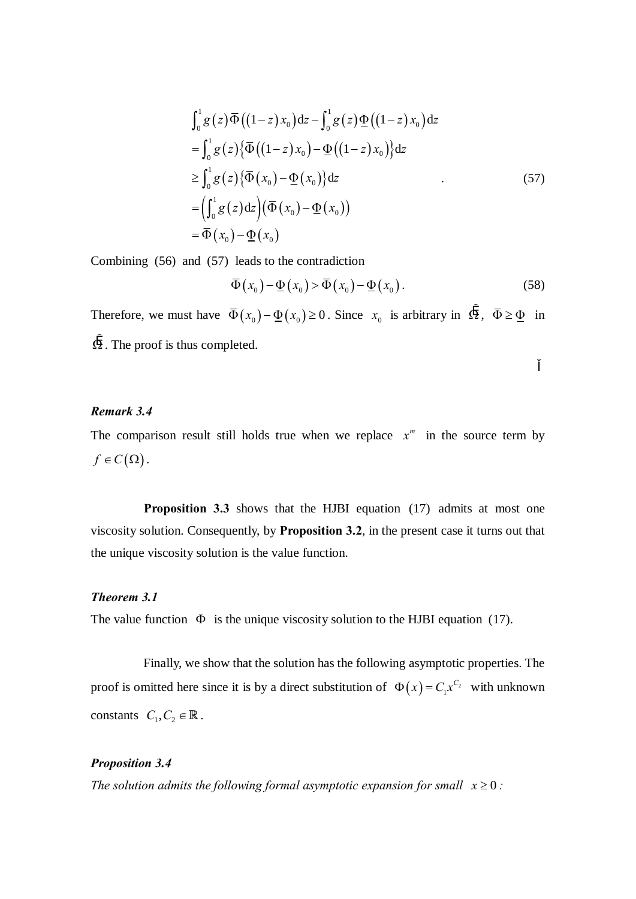$$
\begin{aligned}
&\int_0^1 g(z)\bar{\Phi}((1-z)x_0)\mathrm{d}z-\int_0^1 g(z)\underline{\Phi}((1-z)x_0)\mathrm{d}z\\
&=\int_0^1 g(z)\left\{\bar{\Phi}((1-z)x_0)-\underline{\Phi}((1-z)x_0)\right\}\mathrm{d}z\\
&\geq\int_0^1 g(z)\left\{\bar{\Phi}(x_0)-\underline{\Phi}(x_0)\right\}\mathrm{d}z\\
&=\left(\int_0^1 g(z)\mathrm{d}z\right)\left(\bar{\Phi}(x_0)-\underline{\Phi}(x_0)\right)\\
&=\bar{\Phi}(x_0)-\underline{\Phi}(x_0)
\end{aligned}
\quad . \tag{57}
$$

Combining (56) and (57) leads to the contradiction

$$
\bar{\Phi}(x_0)-\underline{\Phi}(x_0)>\bar{\Phi}(x_0)-\underline{\Phi}(x_0). \tag{58}
$$

Therefore, we must have $\bar{\Phi}(x_0)-\underline{\Phi}(x_0)\geq 0$. Since $x_0$ is arbitrary in $\bar{\Omega}$, $\bar{\Phi}\geq\underline{\Phi}$ in $\bar{\Omega}$. The proof is thus completed.

□

***Remark 3.4***

The comparison result still holds true when we replace $x^m$ in the source term by $f\in C(\Omega)$.

**Proposition 3.3** shows that the HJBI equation (17) admits at most one viscosity solution. Consequently, by **Proposition 3.2**, in the present case it turns out that the unique viscosity solution is the value function.

***Theorem 3.1***

The value function $\Phi$ is the unique viscosity solution to the HJBI equation (17).

Finally, we show that the solution has the following asymptotic properties. The proof is omitted here since it is by a direct substitution of $\Phi(x)=C_1x^{C_2}$ with unknown constants $C_1, C_2\in\mathbb{R}$.

***Proposition 3.4***

*The solution admits the following formal asymptotic expansion for small $x\geq 0$:*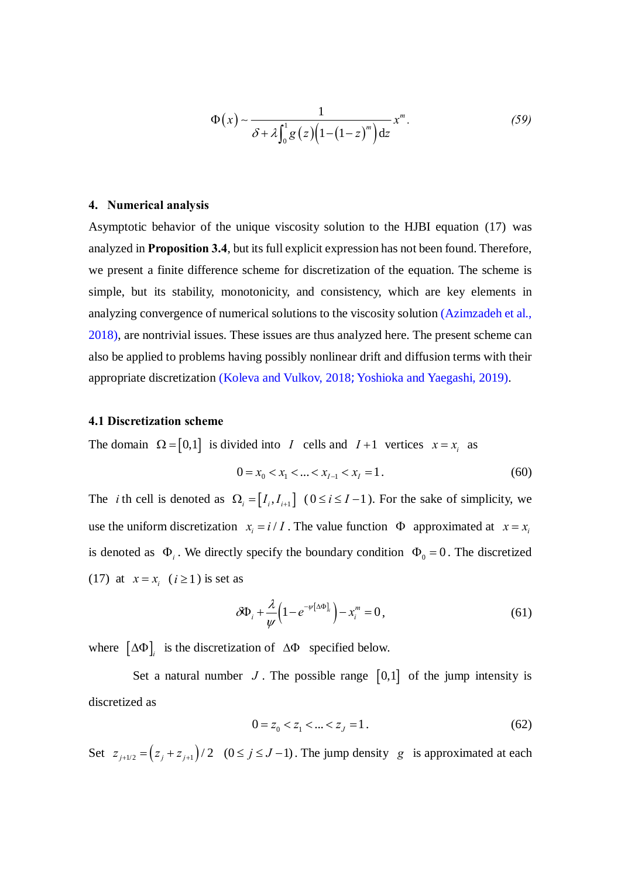$$\Phi(x) \sim \frac{1}{\delta + \lambda \int_0^1 g(z)\left(1-(1-z)^m\right)\mathrm{d}z} x^m . \tag{59}$$

## 4. Numerical analysis

Asymptotic behavior of the unique viscosity solution to the HJBI equation (17) was analyzed in **Proposition 3.4**, but its full explicit expression has not been found. Therefore, we present a finite difference scheme for discretization of the equation. The scheme is simple, but its stability, monotonicity, and consistency, which are key elements in analyzing convergence of numerical solutions to the viscosity solution (Azimzadeh et al., 2018), are nontrivial issues. These issues are thus analyzed here. The present scheme can also be applied to problems having possibly nonlinear drift and diffusion terms with their appropriate discretization (Koleva and Vulkov, 2018; Yoshioka and Yaegashi, 2019).

### 4.1 Discretization scheme

The domain $\Omega = [0,1]$ is divided into $I$ cells and $I+1$ vertices $x = x_i$ as

$$0 = x_0 < x_1 < \ldots < x_{I-1} < x_I = 1 . \tag{60}$$

The $i$ th cell is denoted as $\Omega_i = [I_i, I_{i+1}]$ ($0 \le i \le I-1$). For the sake of simplicity, we use the uniform discretization $x_i = i/I$. The value function $\Phi$ approximated at $x = x_i$ is denoted as $\Phi_i$. We directly specify the boundary condition $\Phi_0 = 0$. The discretized (17) at $x = x_i$ ($i \ge 1$) is set as

$$\delta\Phi_i + \frac{\lambda}{\psi}\left(1 - e^{-\psi[\Delta\Phi]_i}\right) - x_i^m = 0 , \tag{61}$$

where $[\Delta\Phi]_i$ is the discretization of $\Delta\Phi$ specified below.

Set a natural number $J$. The possible range $[0,1]$ of the jump intensity is discretized as

$$0 = z_0 < z_1 < \ldots < z_J = 1 . \tag{62}$$

Set $z_{j+1/2} = (z_j + z_{j+1})/2$ ($0 \le j \le J-1$). The jump density $g$ is approximated at each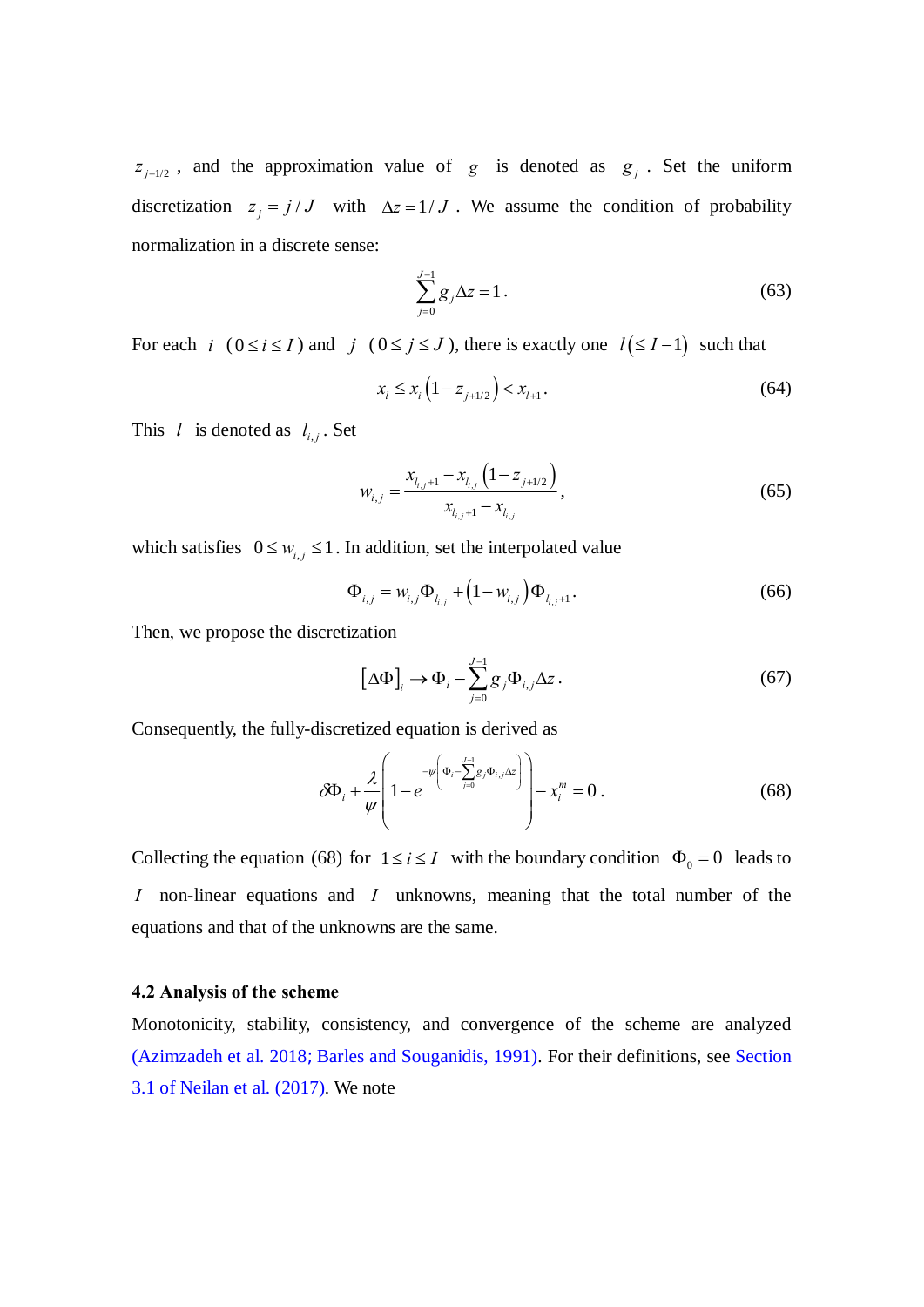$z_{j+1/2}$, and the approximation value of $g$ is denoted as $g_j$. Set the uniform discretization $z_j = j/J$ with $\Delta z = 1/J$. We assume the condition of probability normalization in a discrete sense:

$$\sum_{j=0}^{J-1} g_j \Delta z = 1. \tag{63}$$

For each $i$ ($0 \le i \le I$) and $j$ ($0 \le j \le J$), there is exactly one $l(\le I-1)$ such that

$$x_l \le x_i \left(1 - z_{j+1/2}\right) < x_{l+1}. \tag{64}$$

This $l$ is denoted as $l_{i,j}$. Set

$$w_{i,j} = \frac{x_{l_{i,j}+1} - x_{l_{i,j}} \left(1 - z_{j+1/2}\right)}{x_{l_{i,j}+1} - x_{l_{i,j}}}, \tag{65}$$

which satisfies $0 \le w_{i,j} \le 1$. In addition, set the interpolated value

$$\Phi_{i,j} = w_{i,j} \Phi_{l_{i,j}} + \left(1 - w_{i,j}\right) \Phi_{l_{i,j}+1}. \tag{66}$$

Then, we propose the discretization

$$\left[\Delta \Phi\right]_i \to \Phi_i - \sum_{j=0}^{J-1} g_j \Phi_{i,j} \Delta z. \tag{67}$$

Consequently, the fully-discretized equation is derived as

$$\delta \Phi_i + \frac{\lambda}{\psi} \left( 1 - e^{-\psi \left( \Phi_i - \sum_{j=0}^{J-1} g_j \Phi_{i,j} \Delta z \right)} \right) - x_i^m = 0. \tag{68}$$

Collecting the equation (68) for $1 \le i \le I$ with the boundary condition $\Phi_0 = 0$ leads to $I$ non-linear equations and $I$ unknowns, meaning that the total number of the equations and that of the unknowns are the same.

### 4.2 Analysis of the scheme

Monotonicity, stability, consistency, and convergence of the scheme are analyzed (Azimzadeh et al. 2018; Barles and Souganidis, 1991). For their definitions, see Section 3.1 of Neilan et al. (2017). We note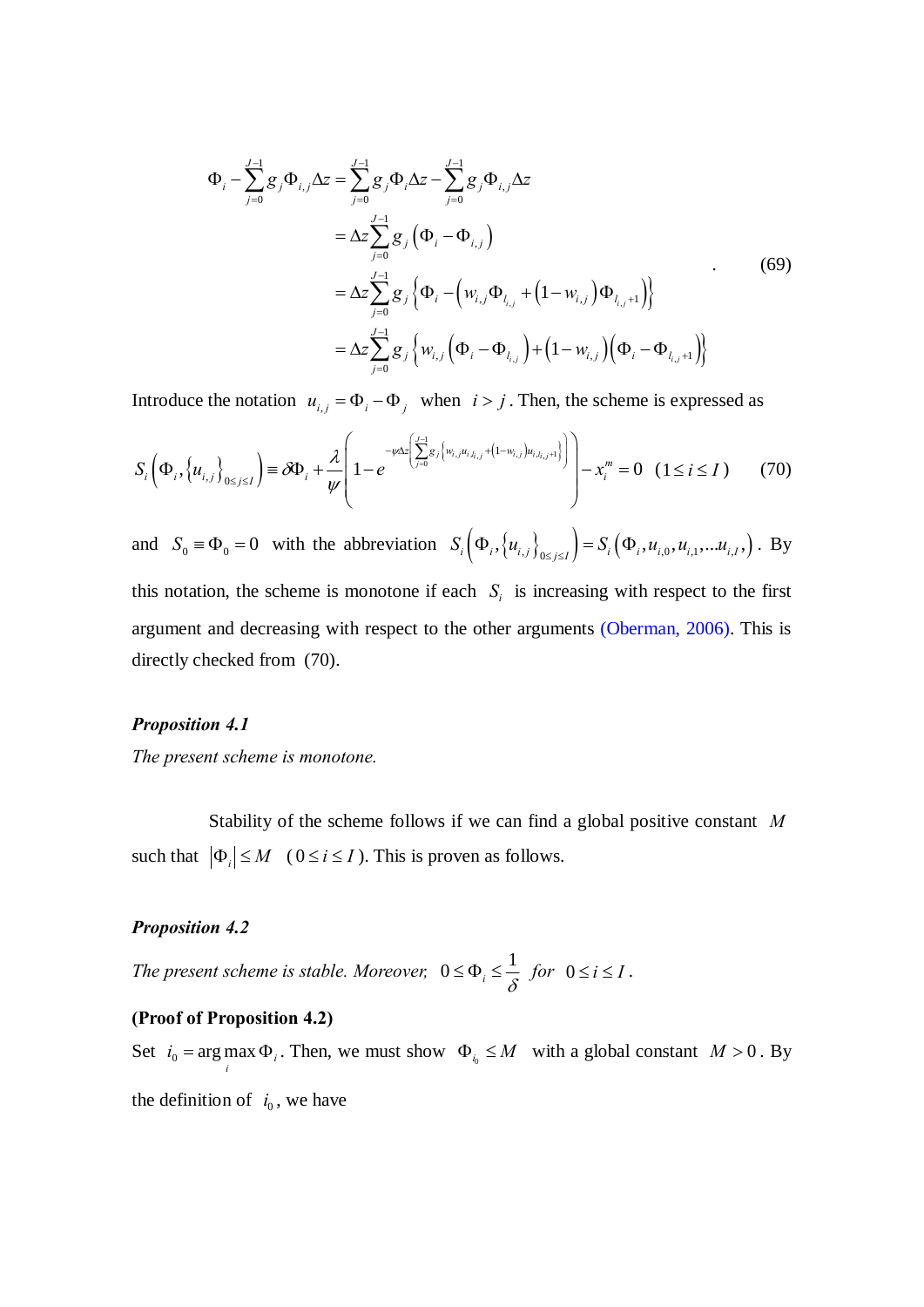$$
\begin{aligned}
\Phi_i - \sum_{j=0}^{J-1} g_j \Phi_{i,j} \Delta z &= \sum_{j=0}^{J-1} g_j \Phi_i \Delta z - \sum_{j=0}^{J-1} g_j \Phi_{i,j} \Delta z \\
&= \Delta z \sum_{j=0}^{J-1} g_j \left( \Phi_i - \Phi_{i,j} \right) \\
&= \Delta z \sum_{j=0}^{J-1} g_j \left\{ \Phi_i - \left( w_{i,j} \Phi_{l_{i,j}} + \left(1 - w_{i,j}\right) \Phi_{l_{i,j}+1} \right) \right\} \\
&= \Delta z \sum_{j=0}^{J-1} g_j \left\{ w_{i,j} \left( \Phi_i - \Phi_{l_{i,j}} \right) + \left(1 - w_{i,j}\right) \left( \Phi_i - \Phi_{l_{i,j}+1} \right) \right\}
\end{aligned} \quad . \tag{69}
$$

Introduce the notation $u_{i,j} = \Phi_i - \Phi_j$ when $i > j$. Then, the scheme is expressed as

$$
S_i\left(\Phi_i, \left\{u_{i,j}\right\}_{0 \le j \le I}\right) \equiv \delta \Phi_i + \frac{\lambda}{\psi}\left(1 - e^{-\psi \Delta z \left( \sum_{j=0}^{J-1} g_j \left\{ w_{i,j} u_{i,l_{i,j}} + \left(1 - w_{i,j}\right) u_{i,l_{i,j}+1} \right\} \right)}\right) - x_i^m = 0 \quad (1 \le i \le I) \tag{70}
$$

and $S_0 \equiv \Phi_0 = 0$ with the abbreviation $S_i\left(\Phi_i, \left\{u_{i,j}\right\}_{0 \le j \le I}\right) = S_i\left(\Phi_i, u_{i,0}, u_{i,1}, \ldots u_{i,I},\right)$. By this notation, the scheme is monotone if each $S_i$ is increasing with respect to the first argument and decreasing with respect to the other arguments (Oberman, 2006). This is directly checked from (70).

***Proposition 4.1***

*The present scheme is monotone.*

Stability of the scheme follows if we can find a global positive constant $M$ such that $\left|\Phi_i\right| \le M$ ($0 \le i \le I$). This is proven as follows.

***Proposition 4.2***

*The present scheme is stable. Moreover,* $0 \le \Phi_i \le \dfrac{1}{\delta}$ *for* $0 \le i \le I$.

**(Proof of Proposition 4.2)**

Set $i_0 = \arg\max_i \Phi_i$. Then, we must show $\Phi_{i_0} \le M$ with a global constant $M > 0$. By the definition of $i_0$, we have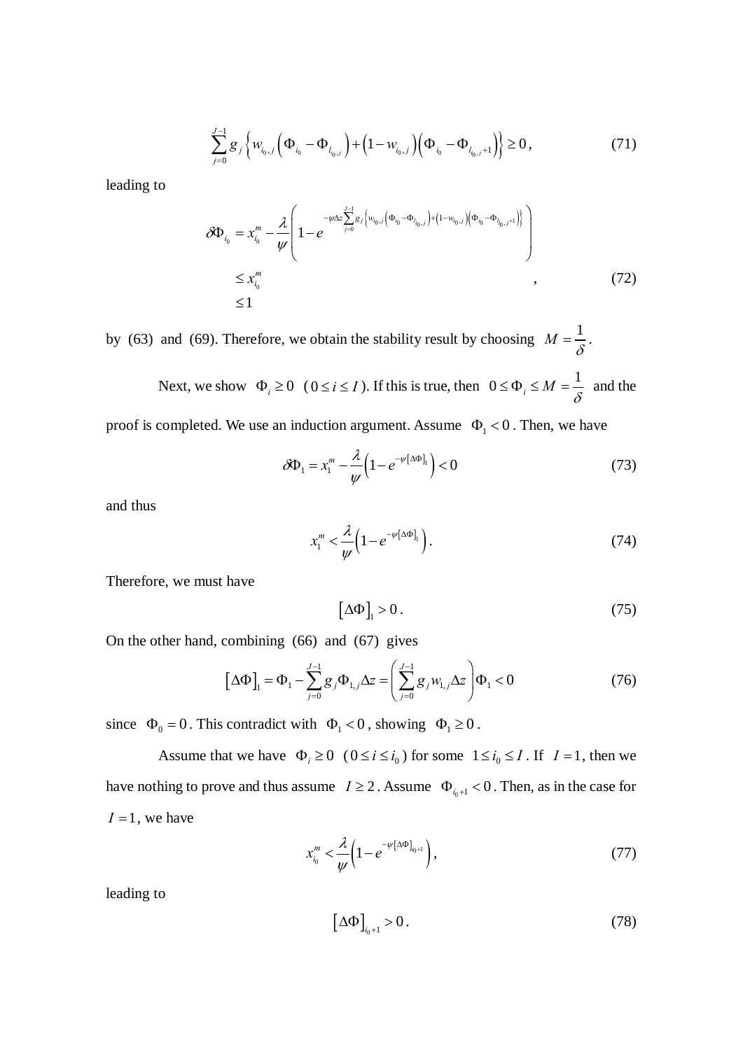$$\sum_{j=0}^{J-1} g_j \left\{ w_{i_0,j} \left( \Phi_{i_0} - \Phi_{l_{i_0},j} \right) + \left(1 - w_{i_0,j}\right) \left( \Phi_{i_0} - \Phi_{l_{i_0},j+1} \right) \right\} \geq 0, \tag{71}$$

leading to

$$\begin{aligned} \delta\Phi_{i_0} &= x_{i_0}^m - \frac{\lambda}{\psi} \left( 1 - e^{-\psi \Delta z \sum_{j=0}^{J-1} g_j \left\{ w_{i_0,j} \left( \Phi_{i_0} - \Phi_{l_{i_0},j} \right) + \left(1 - w_{i_0,j}\right) \left( \Phi_{i_0} - \Phi_{l_{i_0},j+1} \right) \right\}} \right) \\ &\leq x_{i_0}^m \\ &\leq 1 \end{aligned}, \tag{72}$$

by (63) and (69). Therefore, we obtain the stability result by choosing $M = \dfrac{1}{\delta}$.

Next, we show $\Phi_i \geq 0$ ($0 \leq i \leq I$). If this is true, then $0 \leq \Phi_i \leq M = \dfrac{1}{\delta}$ and the proof is completed. We use an induction argument. Assume $\Phi_1 < 0$. Then, we have

$$\delta\Phi_1 = x_1^m - \frac{\lambda}{\psi}\left(1 - e^{-\psi[\Delta\Phi]_1}\right) < 0 \tag{73}$$

and thus

$$x_1^m < \frac{\lambda}{\psi}\left(1 - e^{-\psi[\Delta\Phi]_1}\right). \tag{74}$$

Therefore, we must have

$$\left[\Delta\Phi\right]_1 > 0. \tag{75}$$

On the other hand, combining (66) and (67) gives

$$\left[\Delta\Phi\right]_1 = \Phi_1 - \sum_{j=0}^{J-1} g_j \Phi_{1,j} \Delta z = \left( \sum_{j=0}^{J-1} g_j w_{1,j} \Delta z \right) \Phi_1 < 0 \tag{76}$$

since $\Phi_0 = 0$. This contradict with $\Phi_1 < 0$, showing $\Phi_1 \geq 0$.

Assume that we have $\Phi_i \geq 0$ ($0 \leq i \leq i_0$) for some $1 \leq i_0 \leq I$. If $I = 1$, then we have nothing to prove and thus assume $I \geq 2$. Assume $\Phi_{i_0+1} < 0$. Then, as in the case for $I = 1$, we have

$$x_{i_0}^m < \frac{\lambda}{\psi}\left(1 - e^{-\psi[\Delta\Phi]_{i_0+1}}\right), \tag{77}$$

leading to

$$\left[\Delta\Phi\right]_{i_0+1} > 0. \tag{78}$$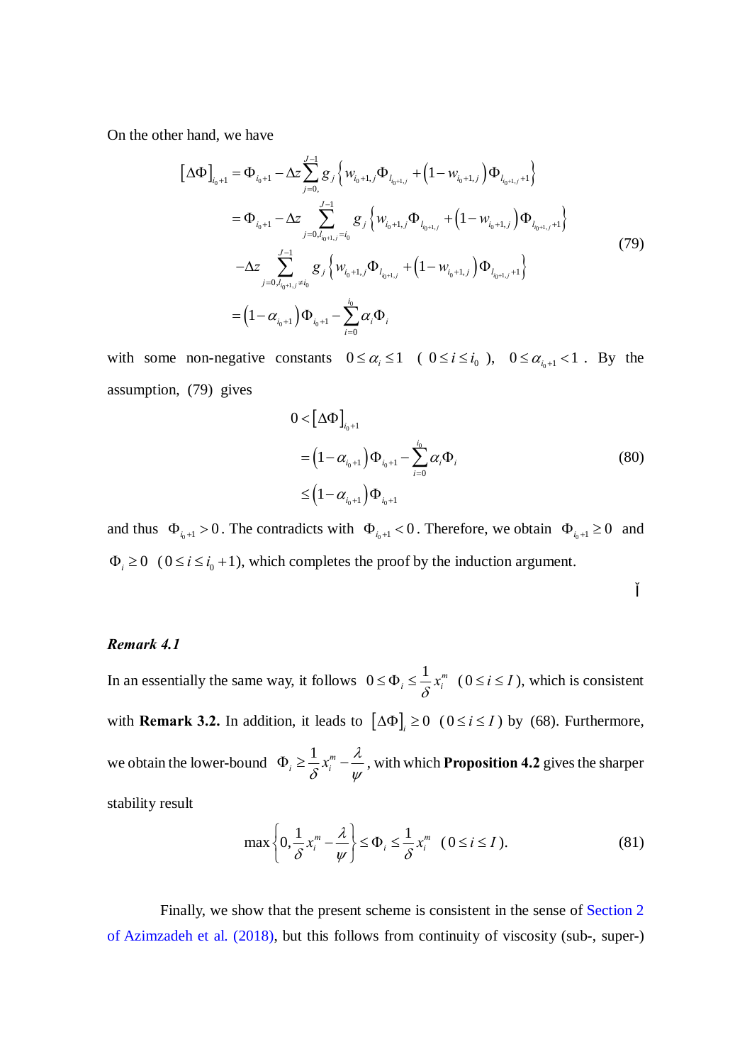On the other hand, we have

$$
\begin{aligned}
\left[\Delta\Phi\right]_{i_0+1} &= \Phi_{i_0+1} - \Delta z \sum_{j=0,}^{J-1} g_j \left\{ w_{i_0+1,j} \Phi_{l_{i_0+1,j}} + \left(1 - w_{i_0+1,j}\right) \Phi_{l_{i_0+1,j}+1} \right\} \\
&= \Phi_{i_0+1} - \Delta z \sum_{j=0, l_{i_0+1,j}=i_0}^{J-1} g_j \left\{ w_{i_0+1,j} \Phi_{l_{i_0+1,j}} + \left(1 - w_{i_0+1,j}\right) \Phi_{l_{i_0+1,j}+1} \right\} \\
&\quad - \Delta z \sum_{j=0, l_{i_0+1,j}\neq i_0}^{J-1} g_j \left\{ w_{i_0+1,j} \Phi_{l_{i_0+1,j}} + \left(1 - w_{i_0+1,j}\right) \Phi_{l_{i_0+1,j}+1} \right\} \\
&= \left(1 - \alpha_{i_0+1}\right) \Phi_{i_0+1} - \sum_{i=0}^{i_0} \alpha_i \Phi_i
\end{aligned}
\tag{79}
$$

with some non-negative constants $0 \le \alpha_i \le 1$ ( $0 \le i \le i_0$ ), $0 \le \alpha_{i_0+1} < 1$. By the assumption, (79) gives

$$
\begin{aligned}
0 &< \left[\Delta\Phi\right]_{i_0+1} \\
&= \left(1 - \alpha_{i_0+1}\right) \Phi_{i_0+1} - \sum_{i=0}^{i_0} \alpha_i \Phi_i \\
&\le \left(1 - \alpha_{i_0+1}\right) \Phi_{i_0+1}
\end{aligned}
\tag{80}
$$

and thus $\Phi_{i_0+1} > 0$. The contradicts with $\Phi_{i_0+1} < 0$. Therefore, we obtain $\Phi_{i_0+1} \ge 0$ and $\Phi_i \ge 0$ $(0 \le i \le i_0 + 1)$, which completes the proof by the induction argument.

□

***Remark 4.1***

In an essentially the same way, it follows $0 \le \Phi_i \le \dfrac{1}{\delta} x_i^m$ $(0 \le i \le I)$, which is consistent with **Remark 3.2.** In addition, it leads to $\left[\Delta\Phi\right]_i \ge 0$ $(0 \le i \le I)$ by (68). Furthermore, we obtain the lower-bound $\Phi_i \ge \dfrac{1}{\delta} x_i^m - \dfrac{\lambda}{\psi}$, with which **Proposition 4.2** gives the sharper stability result

$$
\max\left\{0, \frac{1}{\delta} x_i^m - \frac{\lambda}{\psi}\right\} \le \Phi_i \le \frac{1}{\delta} x_i^m \quad (0 \le i \le I). \tag{81}
$$

Finally, we show that the present scheme is consistent in the sense of Section 2 of Azimzadeh et al. (2018), but this follows from continuity of viscosity (sub-, super-)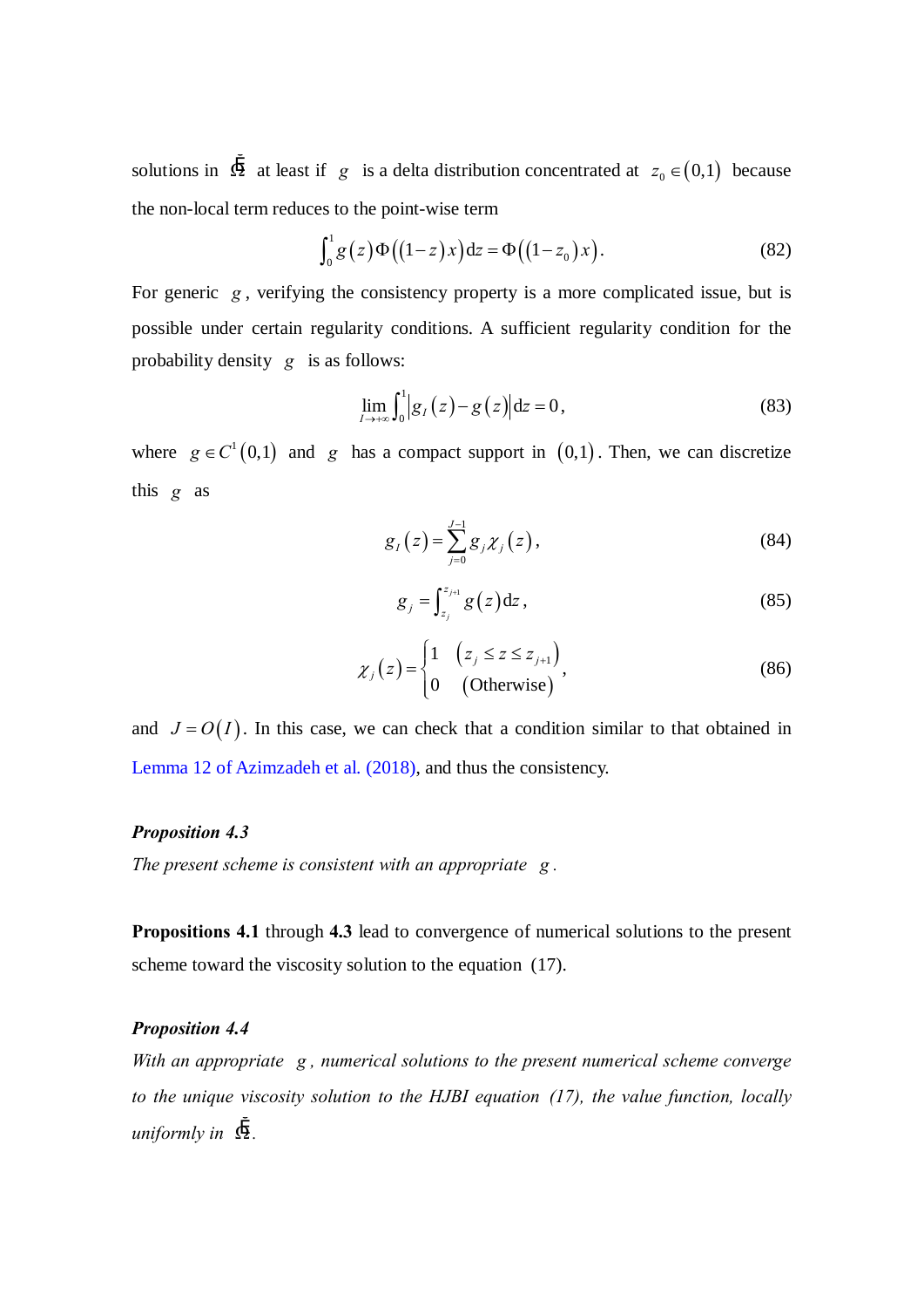solutions in $\bar{\Omega}$ at least if $g$ is a delta distribution concentrated at $z_0 \in (0,1)$ because the non-local term reduces to the point-wise term

$$\int_0^1 g(z)\Phi((1-z)x)\,\mathrm{d}z = \Phi((1-z_0)x). \tag{82}$$

For generic $g$, verifying the consistency property is a more complicated issue, but is possible under certain regularity conditions. A sufficient regularity condition for the probability density $g$ is as follows:

$$\lim_{I\to+\infty}\int_0^1 |g_I(z)-g(z)|\,\mathrm{d}z = 0, \tag{83}$$

where $g \in C^1(0,1)$ and $g$ has a compact support in $(0,1)$. Then, we can discretize this $g$ as

$$g_I(z) = \sum_{j=0}^{J-1} g_j \chi_j(z), \tag{84}$$

$$g_j = \int_{z_j}^{z_{j+1}} g(z)\,\mathrm{d}z, \tag{85}$$

$$\chi_j(z) = \begin{cases} 1 & (z_j \le z \le z_{j+1}) \\ 0 & (\text{Otherwise}) \end{cases}, \tag{86}$$

and $J = O(I)$. In this case, we can check that a condition similar to that obtained in Lemma 12 of Azimzadeh et al. (2018), and thus the consistency.

***Proposition 4.3***

*The present scheme is consistent with an appropriate* $g$.

**Propositions 4.1** through **4.3** lead to convergence of numerical solutions to the present scheme toward the viscosity solution to the equation (17).

***Proposition 4.4***

*With an appropriate* $g$*, numerical solutions to the present numerical scheme converge to the unique viscosity solution to the HJBI equation (17), the value function, locally uniformly in* $\bar{\Omega}$.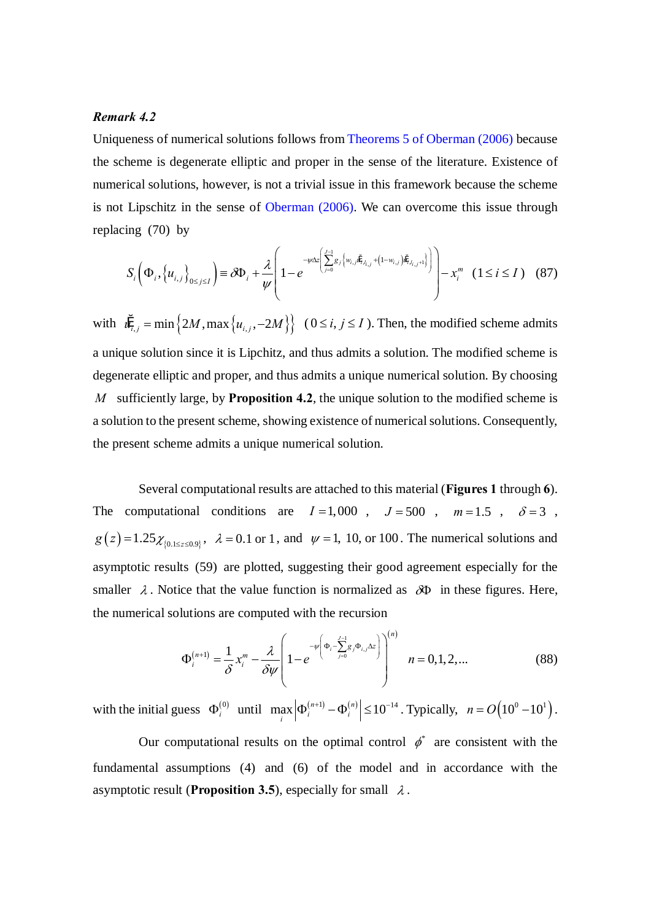***Remark 4.2***

Uniqueness of numerical solutions follows from Theorems 5 of Oberman (2006) because the scheme is degenerate elliptic and proper in the sense of the literature. Existence of numerical solutions, however, is not a trivial issue in this framework because the scheme is not Lipschitz in the sense of Oberman (2006). We can overcome this issue through replacing (70) by

$$S_i\left(\Phi_i,\{u_{i,j}\}_{0\le j\le I}\right)\equiv\delta\Phi_i+\frac{\lambda}{\psi}\left(1-e^{-\psi\Delta z\left(\sum_{j=0}^{J-1}g_j\left\{w_{i,j}\tilde{u}_{l_{i,j}}+\left(1-w_{i,j}\right)\tilde{u}_{l_{i,j}+1}\right\}\right)}\right)-x_i^m\quad(1\le i\le I)\quad(87)$$

with $\tilde{u}_{i,j}=\min\left\{2M,\max\left\{u_{i,j},-2M\right\}\right\}$ ($0\le i,j\le I$). Then, the modified scheme admits a unique solution since it is Lipchitz, and thus admits a solution. The modified scheme is degenerate elliptic and proper, and thus admits a unique numerical solution. By choosing $M$ sufficiently large, by **Proposition 4.2**, the unique solution to the modified scheme is a solution to the present scheme, showing existence of numerical solutions. Consequently, the present scheme admits a unique numerical solution.

Several computational results are attached to this material (**Figures 1** through **6**). The computational conditions are $I=1{,}000$, $J=500$, $m=1.5$, $\delta=3$, $g(z)=1.25\chi_{\{0.1\le z\le 0.9\}}$, $\lambda=0.1$ or $1$, and $\psi=1$, $10$, or $100$. The numerical solutions and asymptotic results (59) are plotted, suggesting their good agreement especially for the smaller $\lambda$. Notice that the value function is normalized as $\delta\Phi$ in these figures. Here, the numerical solutions are computed with the recursion

$$\Phi_i^{(n+1)}=\frac{1}{\delta}x_i^m-\frac{\lambda}{\delta\psi}\left(1-e^{-\psi\left(\Phi_i-\sum_{j=0}^{J-1}g_j\Phi_{l_{i,j}}\Delta z\right)}\right)^{(n)}\quad n=0,1,2,...\quad(88)$$

with the initial guess $\Phi_i^{(0)}$ until $\max_i\left|\Phi_i^{(n+1)}-\Phi_i^{(n)}\right|\le 10^{-14}$. Typically, $n=O\left(10^0-10^1\right)$.

Our computational results on the optimal control $\phi^*$ are consistent with the fundamental assumptions (4) and (6) of the model and in accordance with the asymptotic result (**Proposition 3.5**), especially for small $\lambda$.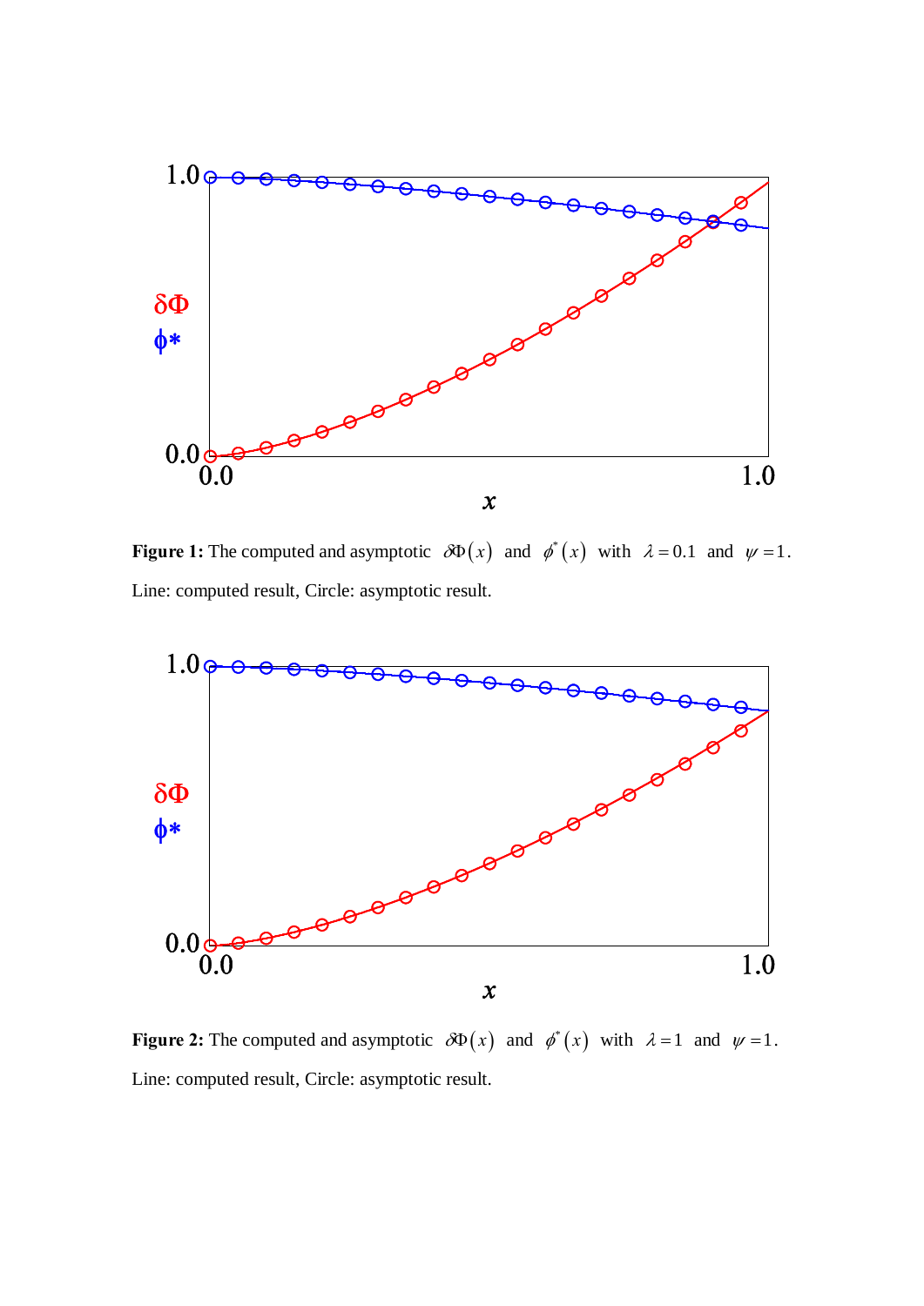**Figure 1:** The computed and asymptotic $\delta\Phi(x)$ and $\phi^*(x)$ with $\lambda = 0.1$ and $\psi = 1$. Line: computed result, Circle: asymptotic result.

**Figure 2:** The computed and asymptotic $\delta\Phi(x)$ and $\phi^*(x)$ with $\lambda = 1$ and $\psi = 1$. Line: computed result, Circle: asymptotic result.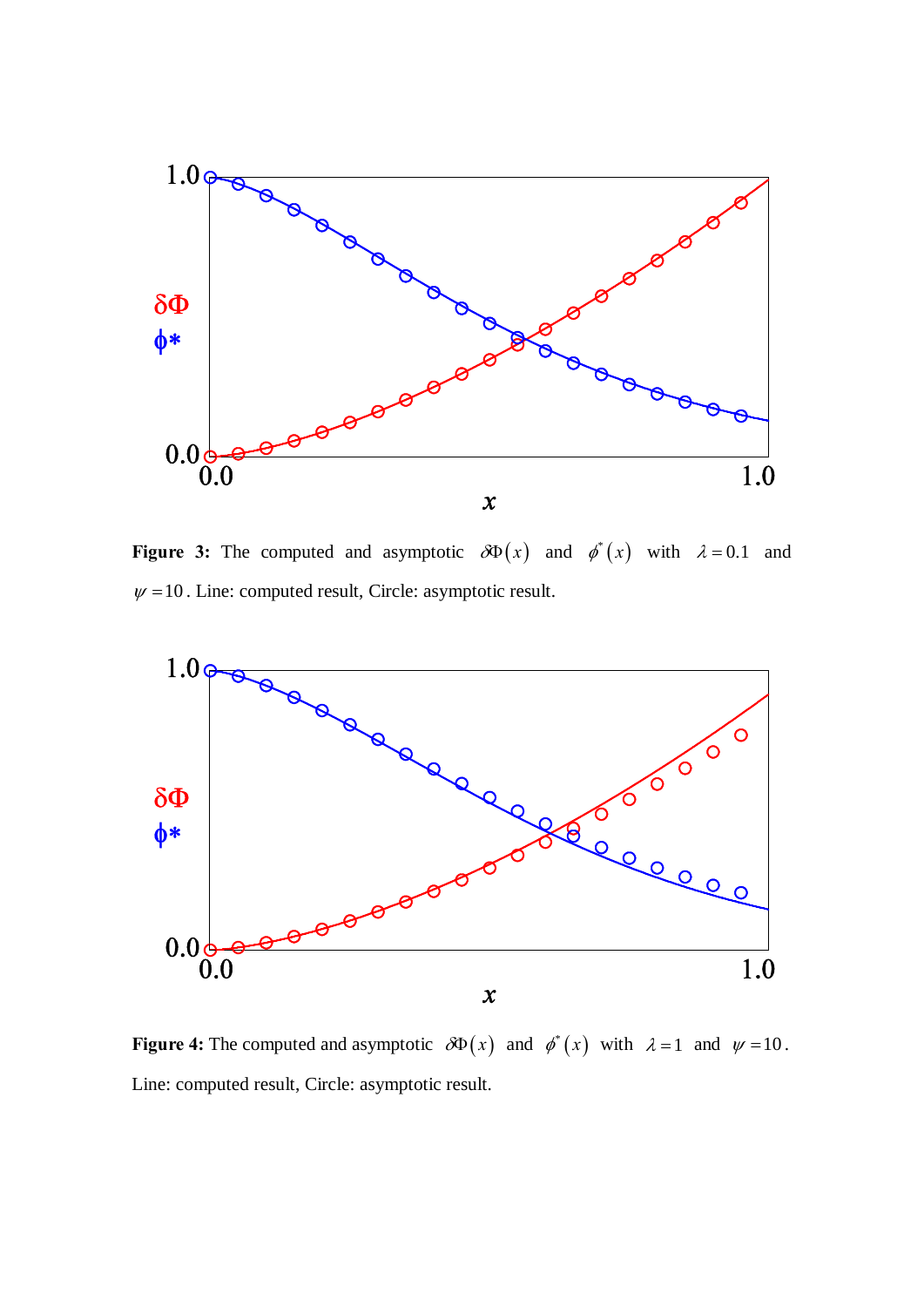**Figure 3:** The computed and asymptotic $\delta\Phi(x)$ and $\phi^*(x)$ with $\lambda = 0.1$ and $\psi = 10$. Line: computed result, Circle: asymptotic result.

**Figure 4:** The computed and asymptotic $\delta\Phi(x)$ and $\phi^*(x)$ with $\lambda = 1$ and $\psi = 10$. Line: computed result, Circle: asymptotic result.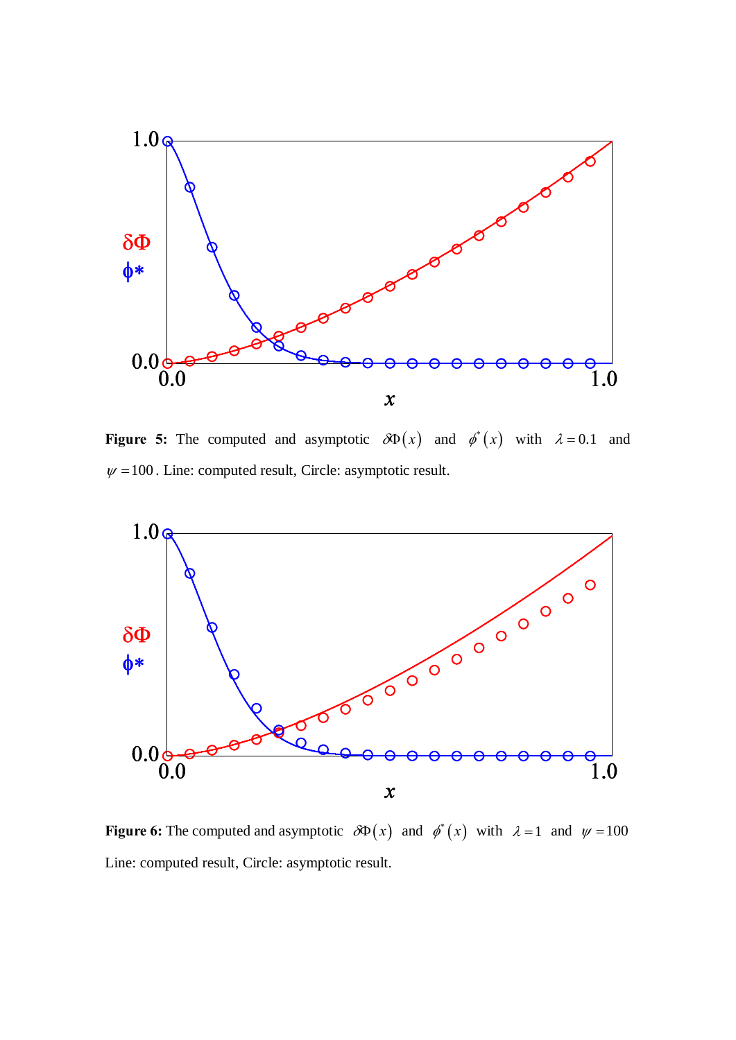**Figure 5:** The computed and asymptotic $\delta\Phi(x)$ and $\phi^*(x)$ with $\lambda = 0.1$ and $\psi = 100$. Line: computed result, Circle: asymptotic result.

**Figure 6:** The computed and asymptotic $\delta\Phi(x)$ and $\phi^*(x)$ with $\lambda = 1$ and $\psi = 100$ Line: computed result, Circle: asymptotic result.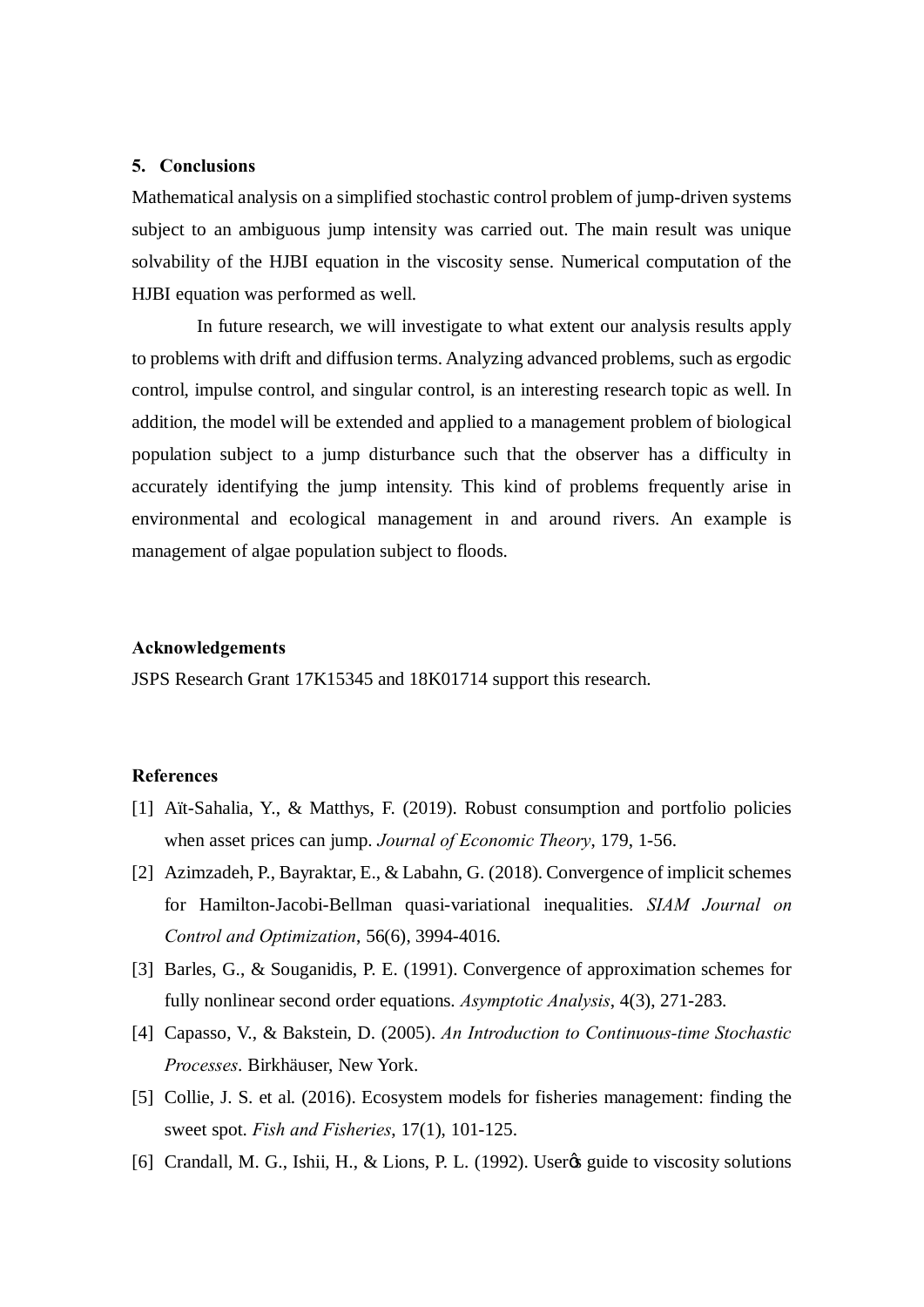## 5. Conclusions

Mathematical analysis on a simplified stochastic control problem of jump-driven systems subject to an ambiguous jump intensity was carried out. The main result was unique solvability of the HJBI equation in the viscosity sense. Numerical computation of the HJBI equation was performed as well.

In future research, we will investigate to what extent our analysis results apply to problems with drift and diffusion terms. Analyzing advanced problems, such as ergodic control, impulse control, and singular control, is an interesting research topic as well. In addition, the model will be extended and applied to a management problem of biological population subject to a jump disturbance such that the observer has a difficulty in accurately identifying the jump intensity. This kind of problems frequently arise in environmental and ecological management in and around rivers. An example is management of algae population subject to floods.

## Acknowledgements

JSPS Research Grant 17K15345 and 18K01714 support this research.

## References

[1] Aït-Sahalia, Y., & Matthys, F. (2019). Robust consumption and portfolio policies when asset prices can jump. *Journal of Economic Theory*, 179, 1-56.

[2] Azimzadeh, P., Bayraktar, E., & Labahn, G. (2018). Convergence of implicit schemes for Hamilton-Jacobi-Bellman quasi-variational inequalities. *SIAM Journal on Control and Optimization*, 56(6), 3994-4016.

[3] Barles, G., & Souganidis, P. E. (1991). Convergence of approximation schemes for fully nonlinear second order equations. *Asymptotic Analysis*, 4(3), 271-283.

[4] Capasso, V., & Bakstein, D. (2005). *An Introduction to Continuous-time Stochastic Processes*. Birkhäuser, New York.

[5] Collie, J. S. et al. (2016). Ecosystem models for fisheries management: finding the sweet spot. *Fish and Fisheries*, 17(1), 101-125.

[6] Crandall, M. G., Ishii, H., & Lions, P. L. (1992). User's guide to viscosity solutions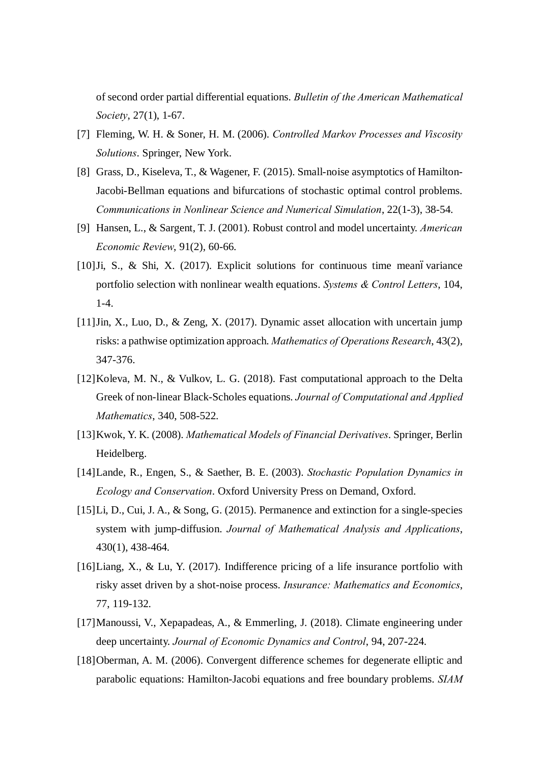of second order partial differential equations. *Bulletin of the American Mathematical Society*, 27(1), 1-67.

[7] Fleming, W. H. & Soner, H. M. (2006). *Controlled Markov Processes and Viscosity Solutions*. Springer, New York.

[8] Grass, D., Kiseleva, T., & Wagener, F. (2015). Small-noise asymptotics of Hamilton-Jacobi-Bellman equations and bifurcations of stochastic optimal control problems. *Communications in Nonlinear Science and Numerical Simulation*, 22(1-3), 38-54.

[9] Hansen, L., & Sargent, T. J. (2001). Robust control and model uncertainty. *American Economic Review*, 91(2), 60-66.

[10] Ji, S., & Shi, X. (2017). Explicit solutions for continuous time meanï variance portfolio selection with nonlinear wealth equations. *Systems & Control Letters*, 104, 1-4.

[11] Jin, X., Luo, D., & Zeng, X. (2017). Dynamic asset allocation with uncertain jump risks: a pathwise optimization approach. *Mathematics of Operations Research*, 43(2), 347-376.

[12] Koleva, M. N., & Vulkov, L. G. (2018). Fast computational approach to the Delta Greek of non-linear Black-Scholes equations. *Journal of Computational and Applied Mathematics*, 340, 508-522.

[13] Kwok, Y. K. (2008). *Mathematical Models of Financial Derivatives*. Springer, Berlin Heidelberg.

[14] Lande, R., Engen, S., & Saether, B. E. (2003). *Stochastic Population Dynamics in Ecology and Conservation*. Oxford University Press on Demand, Oxford.

[15] Li, D., Cui, J. A., & Song, G. (2015). Permanence and extinction for a single-species system with jump-diffusion. *Journal of Mathematical Analysis and Applications*, 430(1), 438-464.

[16] Liang, X., & Lu, Y. (2017). Indifference pricing of a life insurance portfolio with risky asset driven by a shot-noise process. *Insurance: Mathematics and Economics*, 77, 119-132.

[17] Manoussi, V., Xepapadeas, A., & Emmerling, J. (2018). Climate engineering under deep uncertainty. *Journal of Economic Dynamics and Control*, 94, 207-224.

[18] Oberman, A. M. (2006). Convergent difference schemes for degenerate elliptic and parabolic equations: Hamilton-Jacobi equations and free boundary problems. *SIAM*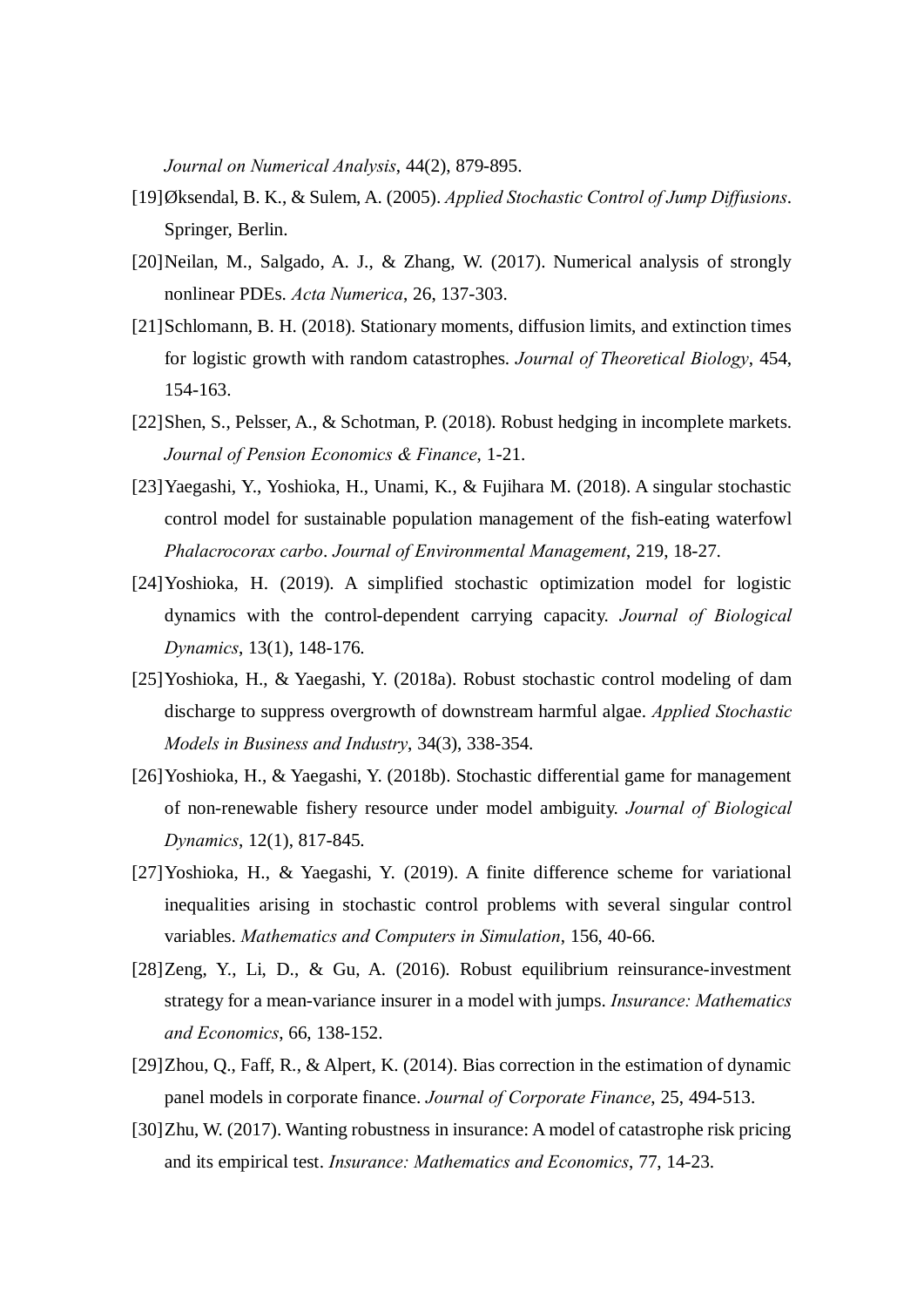*Journal on Numerical Analysis*, 44(2), 879-895.

[19] Øksendal, B. K., & Sulem, A. (2005). *Applied Stochastic Control of Jump Diffusions*. Springer, Berlin.

[20] Neilan, M., Salgado, A. J., & Zhang, W. (2017). Numerical analysis of strongly nonlinear PDEs. *Acta Numerica*, 26, 137-303.

[21] Schlomann, B. H. (2018). Stationary moments, diffusion limits, and extinction times for logistic growth with random catastrophes. *Journal of Theoretical Biology*, 454, 154-163.

[22] Shen, S., Pelsser, A., & Schotman, P. (2018). Robust hedging in incomplete markets. *Journal of Pension Economics & Finance*, 1-21.

[23] Yaegashi, Y., Yoshioka, H., Unami, K., & Fujihara M. (2018). A singular stochastic control model for sustainable population management of the fish-eating waterfowl *Phalacrocorax carbo*. *Journal of Environmental Management*, 219, 18-27.

[24] Yoshioka, H. (2019). A simplified stochastic optimization model for logistic dynamics with the control-dependent carrying capacity. *Journal of Biological Dynamics*, 13(1), 148-176.

[25] Yoshioka, H., & Yaegashi, Y. (2018a). Robust stochastic control modeling of dam discharge to suppress overgrowth of downstream harmful algae. *Applied Stochastic Models in Business and Industry*, 34(3), 338-354.

[26] Yoshioka, H., & Yaegashi, Y. (2018b). Stochastic differential game for management of non-renewable fishery resource under model ambiguity. *Journal of Biological Dynamics*, 12(1), 817-845.

[27] Yoshioka, H., & Yaegashi, Y. (2019). A finite difference scheme for variational inequalities arising in stochastic control problems with several singular control variables. *Mathematics and Computers in Simulation*, 156, 40-66.

[28] Zeng, Y., Li, D., & Gu, A. (2016). Robust equilibrium reinsurance-investment strategy for a mean-variance insurer in a model with jumps. *Insurance: Mathematics and Economics*, 66, 138-152.

[29] Zhou, Q., Faff, R., & Alpert, K. (2014). Bias correction in the estimation of dynamic panel models in corporate finance. *Journal of Corporate Finance*, 25, 494-513.

[30] Zhu, W. (2017). Wanting robustness in insurance: A model of catastrophe risk pricing and its empirical test. *Insurance: Mathematics and Economics*, 77, 14-23.